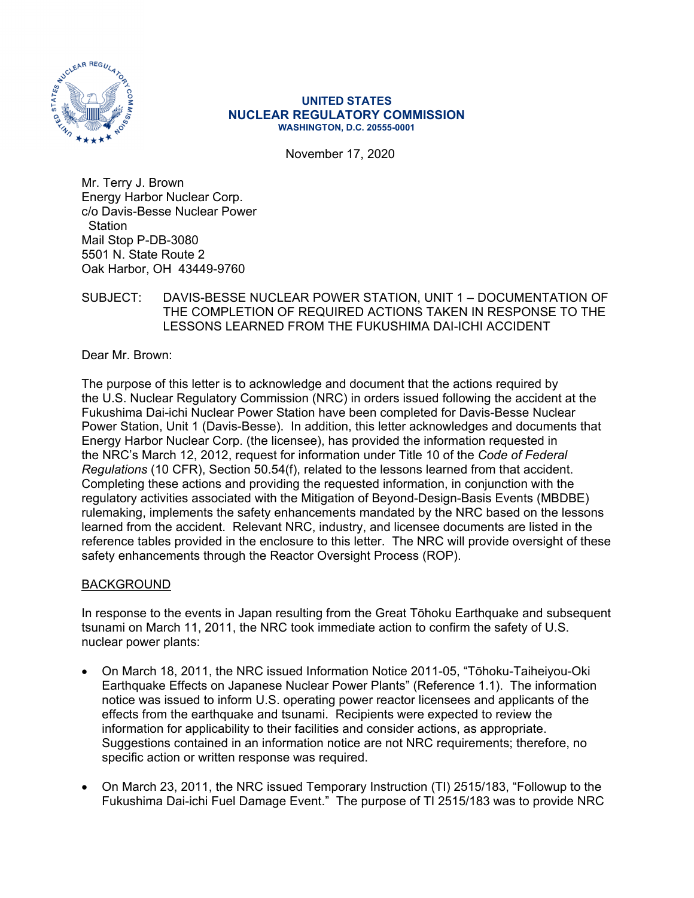**UNITED STATES**
**NUCLEAR REGULATORY COMMISSION**
**WASHINGTON, D.C. 20555-0001**

November 17, 2020

Mr. Terry J. Brown
Energy Harbor Nuclear Corp.
c/o Davis-Besse Nuclear Power Station
Mail Stop P-DB-3080
5501 N. State Route 2
Oak Harbor, OH 43449-9760

SUBJECT: DAVIS-BESSE NUCLEAR POWER STATION, UNIT 1 – DOCUMENTATION OF THE COMPLETION OF REQUIRED ACTIONS TAKEN IN RESPONSE TO THE LESSONS LEARNED FROM THE FUKUSHIMA DAI-ICHI ACCIDENT

Dear Mr. Brown:

The purpose of this letter is to acknowledge and document that the actions required by the U.S. Nuclear Regulatory Commission (NRC) in orders issued following the accident at the Fukushima Dai-ichi Nuclear Power Station have been completed for Davis-Besse Nuclear Power Station, Unit 1 (Davis-Besse). In addition, this letter acknowledges and documents that Energy Harbor Nuclear Corp. (the licensee), has provided the information requested in the NRC's March 12, 2012, request for information under Title 10 of the *Code of Federal Regulations* (10 CFR), Section 50.54(f), related to the lessons learned from that accident. Completing these actions and providing the requested information, in conjunction with the regulatory activities associated with the Mitigation of Beyond-Design-Basis Events (MBDBE) rulemaking, implements the safety enhancements mandated by the NRC based on the lessons learned from the accident. Relevant NRC, industry, and licensee documents are listed in the reference tables provided in the enclosure to this letter. The NRC will provide oversight of these safety enhancements through the Reactor Oversight Process (ROP).

## BACKGROUND

In response to the events in Japan resulting from the Great Tōhoku Earthquake and subsequent tsunami on March 11, 2011, the NRC took immediate action to confirm the safety of U.S. nuclear power plants:

- On March 18, 2011, the NRC issued Information Notice 2011-05, "Tōhoku-Taiheiyou-Oki Earthquake Effects on Japanese Nuclear Power Plants" (Reference 1.1). The information notice was issued to inform U.S. operating power reactor licensees and applicants of the effects from the earthquake and tsunami. Recipients were expected to review the information for applicability to their facilities and consider actions, as appropriate. Suggestions contained in an information notice are not NRC requirements; therefore, no specific action or written response was required.
- On March 23, 2011, the NRC issued Temporary Instruction (TI) 2515/183, "Followup to the Fukushima Dai-ichi Fuel Damage Event." The purpose of TI 2515/183 was to provide NRC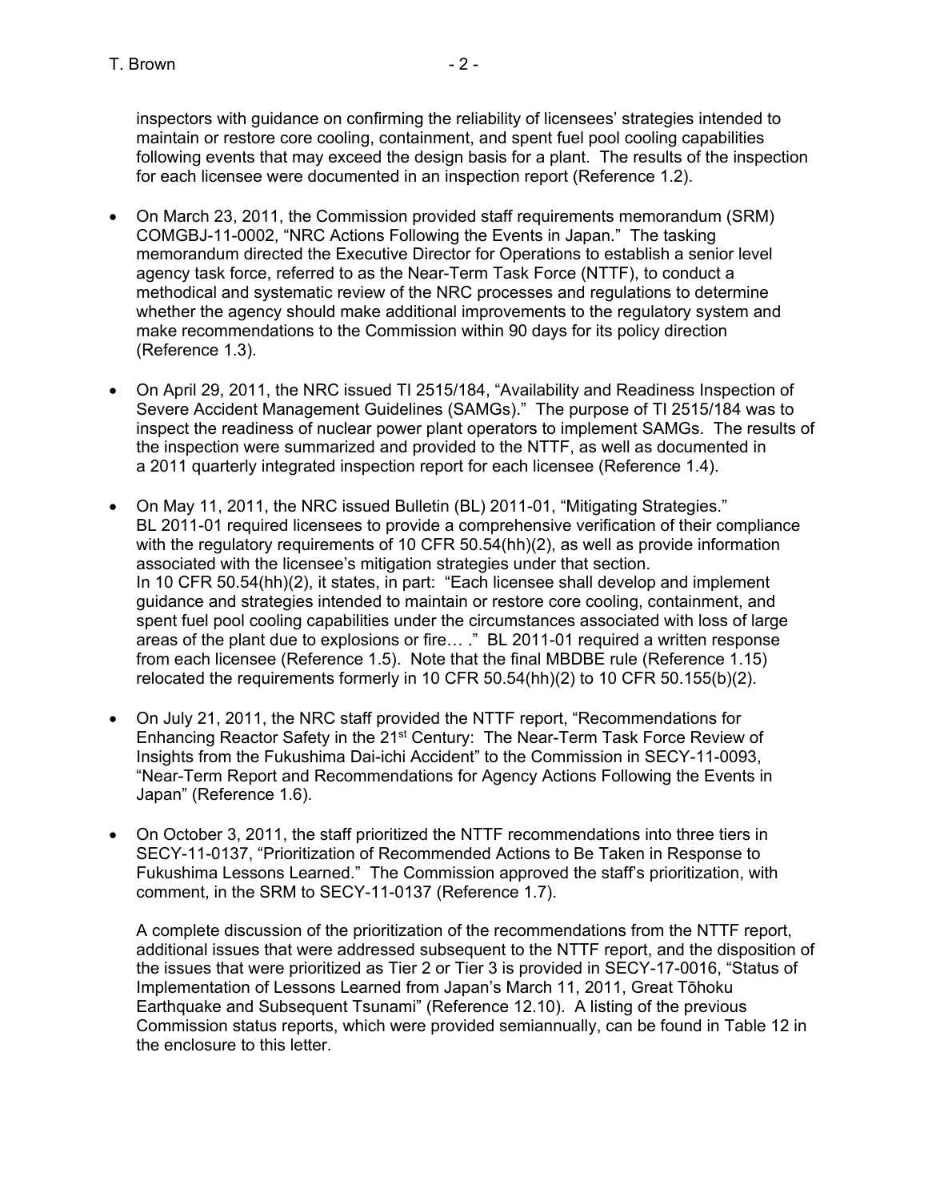inspectors with guidance on confirming the reliability of licensees' strategies intended to maintain or restore core cooling, containment, and spent fuel pool cooling capabilities following events that may exceed the design basis for a plant. The results of the inspection for each licensee were documented in an inspection report (Reference 1.2).

- On March 23, 2011, the Commission provided staff requirements memorandum (SRM) COMGBJ-11-0002, "NRC Actions Following the Events in Japan." The tasking memorandum directed the Executive Director for Operations to establish a senior level agency task force, referred to as the Near-Term Task Force (NTTF), to conduct a methodical and systematic review of the NRC processes and regulations to determine whether the agency should make additional improvements to the regulatory system and make recommendations to the Commission within 90 days for its policy direction (Reference 1.3).

- On April 29, 2011, the NRC issued TI 2515/184, "Availability and Readiness Inspection of Severe Accident Management Guidelines (SAMGs)." The purpose of TI 2515/184 was to inspect the readiness of nuclear power plant operators to implement SAMGs. The results of the inspection were summarized and provided to the NTTF, as well as documented in a 2011 quarterly integrated inspection report for each licensee (Reference 1.4).

- On May 11, 2011, the NRC issued Bulletin (BL) 2011-01, "Mitigating Strategies." BL 2011-01 required licensees to provide a comprehensive verification of their compliance with the regulatory requirements of 10 CFR 50.54(hh)(2), as well as provide information associated with the licensee's mitigation strategies under that section. In 10 CFR 50.54(hh)(2), it states, in part: "Each licensee shall develop and implement guidance and strategies intended to maintain or restore core cooling, containment, and spent fuel pool cooling capabilities under the circumstances associated with loss of large areas of the plant due to explosions or fire… ." BL 2011-01 required a written response from each licensee (Reference 1.5). Note that the final MBDBE rule (Reference 1.15) relocated the requirements formerly in 10 CFR 50.54(hh)(2) to 10 CFR 50.155(b)(2).

- On July 21, 2011, the NRC staff provided the NTTF report, "Recommendations for Enhancing Reactor Safety in the 21st Century: The Near-Term Task Force Review of Insights from the Fukushima Dai-ichi Accident" to the Commission in SECY-11-0093, "Near-Term Report and Recommendations for Agency Actions Following the Events in Japan" (Reference 1.6).

- On October 3, 2011, the staff prioritized the NTTF recommendations into three tiers in SECY-11-0137, "Prioritization of Recommended Actions to Be Taken in Response to Fukushima Lessons Learned." The Commission approved the staff's prioritization, with comment, in the SRM to SECY-11-0137 (Reference 1.7).

  A complete discussion of the prioritization of the recommendations from the NTTF report, additional issues that were addressed subsequent to the NTTF report, and the disposition of the issues that were prioritized as Tier 2 or Tier 3 is provided in SECY-17-0016, "Status of Implementation of Lessons Learned from Japan's March 11, 2011, Great Tōhoku Earthquake and Subsequent Tsunami" (Reference 12.10). A listing of the previous Commission status reports, which were provided semiannually, can be found in Table 12 in the enclosure to this letter.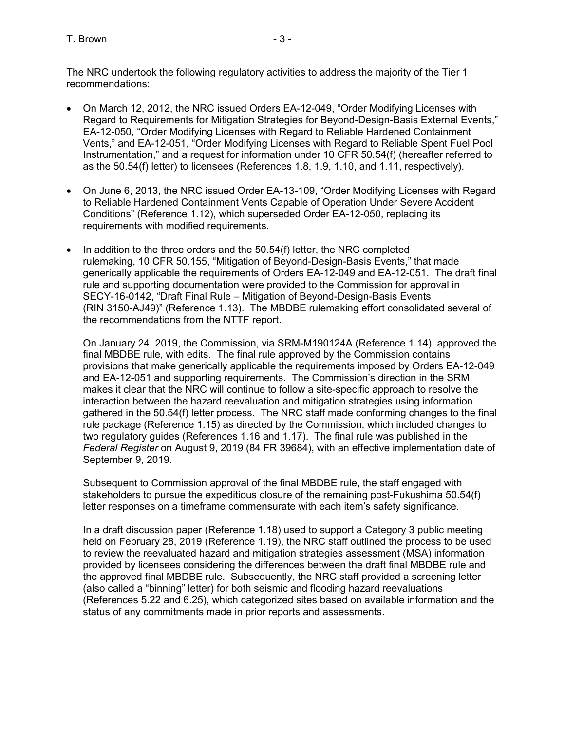The NRC undertook the following regulatory activities to address the majority of the Tier 1 recommendations:

- On March 12, 2012, the NRC issued Orders EA-12-049, "Order Modifying Licenses with Regard to Requirements for Mitigation Strategies for Beyond-Design-Basis External Events," EA-12-050, "Order Modifying Licenses with Regard to Reliable Hardened Containment Vents," and EA-12-051, "Order Modifying Licenses with Regard to Reliable Spent Fuel Pool Instrumentation," and a request for information under 10 CFR 50.54(f) (hereafter referred to as the 50.54(f) letter) to licensees (References 1.8, 1.9, 1.10, and 1.11, respectively).

- On June 6, 2013, the NRC issued Order EA-13-109, "Order Modifying Licenses with Regard to Reliable Hardened Containment Vents Capable of Operation Under Severe Accident Conditions" (Reference 1.12), which superseded Order EA-12-050, replacing its requirements with modified requirements.

- In addition to the three orders and the 50.54(f) letter, the NRC completed rulemaking, 10 CFR 50.155, "Mitigation of Beyond-Design-Basis Events," that made generically applicable the requirements of Orders EA-12-049 and EA-12-051. The draft final rule and supporting documentation were provided to the Commission for approval in SECY-16-0142, "Draft Final Rule – Mitigation of Beyond-Design-Basis Events (RIN 3150-AJ49)" (Reference 1.13). The MBDBE rulemaking effort consolidated several of the recommendations from the NTTF report.

  On January 24, 2019, the Commission, via SRM-M190124A (Reference 1.14), approved the final MBDBE rule, with edits. The final rule approved by the Commission contains provisions that make generically applicable the requirements imposed by Orders EA-12-049 and EA-12-051 and supporting requirements. The Commission's direction in the SRM makes it clear that the NRC will continue to follow a site-specific approach to resolve the interaction between the hazard reevaluation and mitigation strategies using information gathered in the 50.54(f) letter process. The NRC staff made conforming changes to the final rule package (Reference 1.15) as directed by the Commission, which included changes to two regulatory guides (References 1.16 and 1.17). The final rule was published in the *Federal Register* on August 9, 2019 (84 FR 39684), with an effective implementation date of September 9, 2019.

  Subsequent to Commission approval of the final MBDBE rule, the staff engaged with stakeholders to pursue the expeditious closure of the remaining post-Fukushima 50.54(f) letter responses on a timeframe commensurate with each item's safety significance.

  In a draft discussion paper (Reference 1.18) used to support a Category 3 public meeting held on February 28, 2019 (Reference 1.19), the NRC staff outlined the process to be used to review the reevaluated hazard and mitigation strategies assessment (MSA) information provided by licensees considering the differences between the draft final MBDBE rule and the approved final MBDBE rule. Subsequently, the NRC staff provided a screening letter (also called a "binning" letter) for both seismic and flooding hazard reevaluations (References 5.22 and 6.25), which categorized sites based on available information and the status of any commitments made in prior reports and assessments.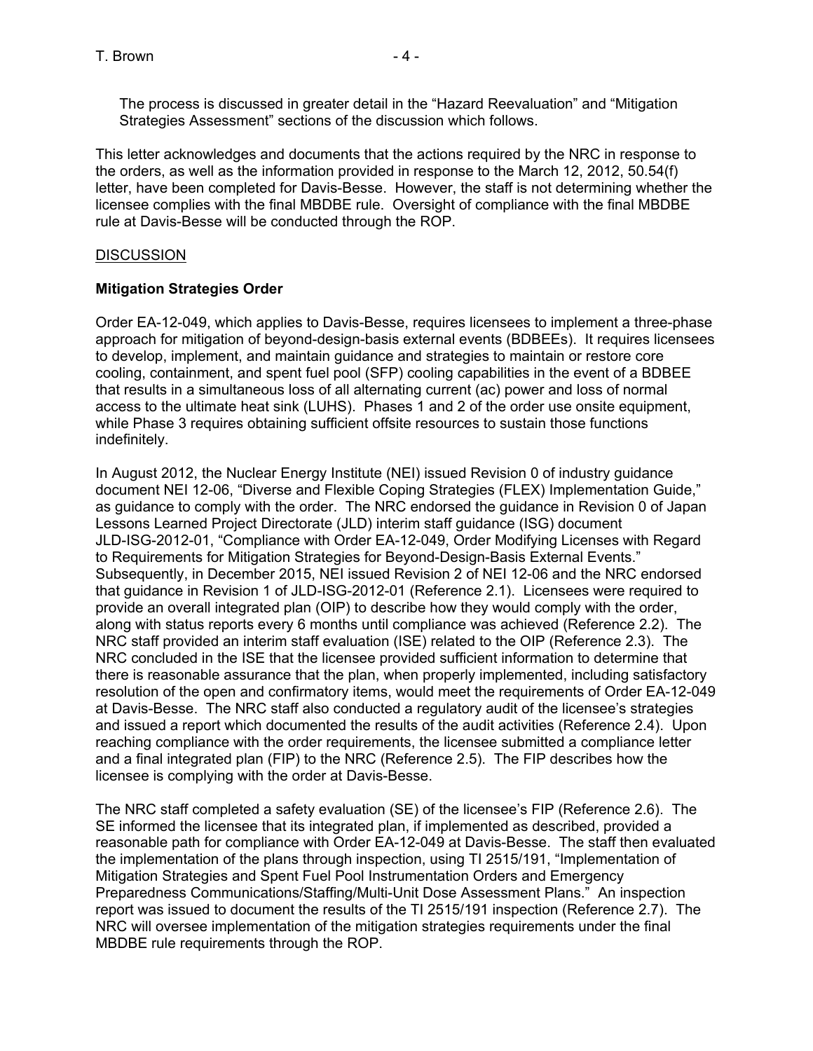The process is discussed in greater detail in the "Hazard Reevaluation" and "Mitigation Strategies Assessment" sections of the discussion which follows.

This letter acknowledges and documents that the actions required by the NRC in response to the orders, as well as the information provided in response to the March 12, 2012, 50.54(f) letter, have been completed for Davis-Besse. However, the staff is not determining whether the licensee complies with the final MBDBE rule. Oversight of compliance with the final MBDBE rule at Davis-Besse will be conducted through the ROP.

## DISCUSSION

### Mitigation Strategies Order

Order EA-12-049, which applies to Davis-Besse, requires licensees to implement a three-phase approach for mitigation of beyond-design-basis external events (BDBEEs). It requires licensees to develop, implement, and maintain guidance and strategies to maintain or restore core cooling, containment, and spent fuel pool (SFP) cooling capabilities in the event of a BDBEE that results in a simultaneous loss of all alternating current (ac) power and loss of normal access to the ultimate heat sink (LUHS). Phases 1 and 2 of the order use onsite equipment, while Phase 3 requires obtaining sufficient offsite resources to sustain those functions indefinitely.

In August 2012, the Nuclear Energy Institute (NEI) issued Revision 0 of industry guidance document NEI 12-06, "Diverse and Flexible Coping Strategies (FLEX) Implementation Guide," as guidance to comply with the order. The NRC endorsed the guidance in Revision 0 of Japan Lessons Learned Project Directorate (JLD) interim staff guidance (ISG) document JLD-ISG-2012-01, "Compliance with Order EA-12-049, Order Modifying Licenses with Regard to Requirements for Mitigation Strategies for Beyond-Design-Basis External Events." Subsequently, in December 2015, NEI issued Revision 2 of NEI 12-06 and the NRC endorsed that guidance in Revision 1 of JLD-ISG-2012-01 (Reference 2.1). Licensees were required to provide an overall integrated plan (OIP) to describe how they would comply with the order, along with status reports every 6 months until compliance was achieved (Reference 2.2). The NRC staff provided an interim staff evaluation (ISE) related to the OIP (Reference 2.3). The NRC concluded in the ISE that the licensee provided sufficient information to determine that there is reasonable assurance that the plan, when properly implemented, including satisfactory resolution of the open and confirmatory items, would meet the requirements of Order EA-12-049 at Davis-Besse. The NRC staff also conducted a regulatory audit of the licensee's strategies and issued a report which documented the results of the audit activities (Reference 2.4). Upon reaching compliance with the order requirements, the licensee submitted a compliance letter and a final integrated plan (FIP) to the NRC (Reference 2.5). The FIP describes how the licensee is complying with the order at Davis-Besse.

The NRC staff completed a safety evaluation (SE) of the licensee's FIP (Reference 2.6). The SE informed the licensee that its integrated plan, if implemented as described, provided a reasonable path for compliance with Order EA-12-049 at Davis-Besse. The staff then evaluated the implementation of the plans through inspection, using TI 2515/191, "Implementation of Mitigation Strategies and Spent Fuel Pool Instrumentation Orders and Emergency Preparedness Communications/Staffing/Multi-Unit Dose Assessment Plans." An inspection report was issued to document the results of the TI 2515/191 inspection (Reference 2.7). The NRC will oversee implementation of the mitigation strategies requirements under the final MBDBE rule requirements through the ROP.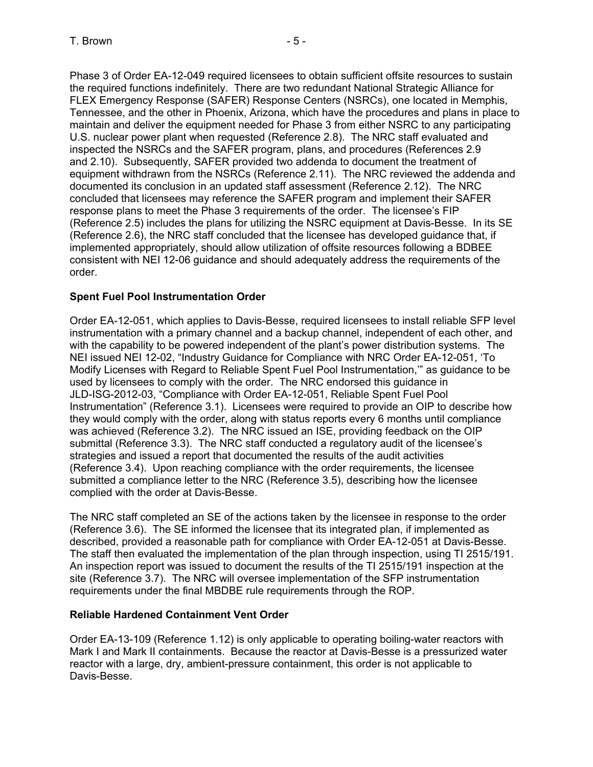Phase 3 of Order EA-12-049 required licensees to obtain sufficient offsite resources to sustain the required functions indefinitely. There are two redundant National Strategic Alliance for FLEX Emergency Response (SAFER) Response Centers (NSRCs), one located in Memphis, Tennessee, and the other in Phoenix, Arizona, which have the procedures and plans in place to maintain and deliver the equipment needed for Phase 3 from either NSRC to any participating U.S. nuclear power plant when requested (Reference 2.8). The NRC staff evaluated and inspected the NSRCs and the SAFER program, plans, and procedures (References 2.9 and 2.10). Subsequently, SAFER provided two addenda to document the treatment of equipment withdrawn from the NSRCs (Reference 2.11). The NRC reviewed the addenda and documented its conclusion in an updated staff assessment (Reference 2.12). The NRC concluded that licensees may reference the SAFER program and implement their SAFER response plans to meet the Phase 3 requirements of the order. The licensee's FIP (Reference 2.5) includes the plans for utilizing the NSRC equipment at Davis-Besse. In its SE (Reference 2.6), the NRC staff concluded that the licensee has developed guidance that, if implemented appropriately, should allow utilization of offsite resources following a BDBEE consistent with NEI 12-06 guidance and should adequately address the requirements of the order.

**Spent Fuel Pool Instrumentation Order**

Order EA-12-051, which applies to Davis-Besse, required licensees to install reliable SFP level instrumentation with a primary channel and a backup channel, independent of each other, and with the capability to be powered independent of the plant's power distribution systems. The NEI issued NEI 12-02, "Industry Guidance for Compliance with NRC Order EA-12-051, 'To Modify Licenses with Regard to Reliable Spent Fuel Pool Instrumentation,'" as guidance to be used by licensees to comply with the order. The NRC endorsed this guidance in JLD-ISG-2012-03, "Compliance with Order EA-12-051, Reliable Spent Fuel Pool Instrumentation" (Reference 3.1). Licensees were required to provide an OIP to describe how they would comply with the order, along with status reports every 6 months until compliance was achieved (Reference 3.2). The NRC issued an ISE, providing feedback on the OIP submittal (Reference 3.3). The NRC staff conducted a regulatory audit of the licensee's strategies and issued a report that documented the results of the audit activities (Reference 3.4). Upon reaching compliance with the order requirements, the licensee submitted a compliance letter to the NRC (Reference 3.5), describing how the licensee complied with the order at Davis-Besse.

The NRC staff completed an SE of the actions taken by the licensee in response to the order (Reference 3.6). The SE informed the licensee that its integrated plan, if implemented as described, provided a reasonable path for compliance with Order EA-12-051 at Davis-Besse. The staff then evaluated the implementation of the plan through inspection, using TI 2515/191. An inspection report was issued to document the results of the TI 2515/191 inspection at the site (Reference 3.7). The NRC will oversee implementation of the SFP instrumentation requirements under the final MBDBE rule requirements through the ROP.

**Reliable Hardened Containment Vent Order**

Order EA-13-109 (Reference 1.12) is only applicable to operating boiling-water reactors with Mark I and Mark II containments. Because the reactor at Davis-Besse is a pressurized water reactor with a large, dry, ambient-pressure containment, this order is not applicable to Davis-Besse.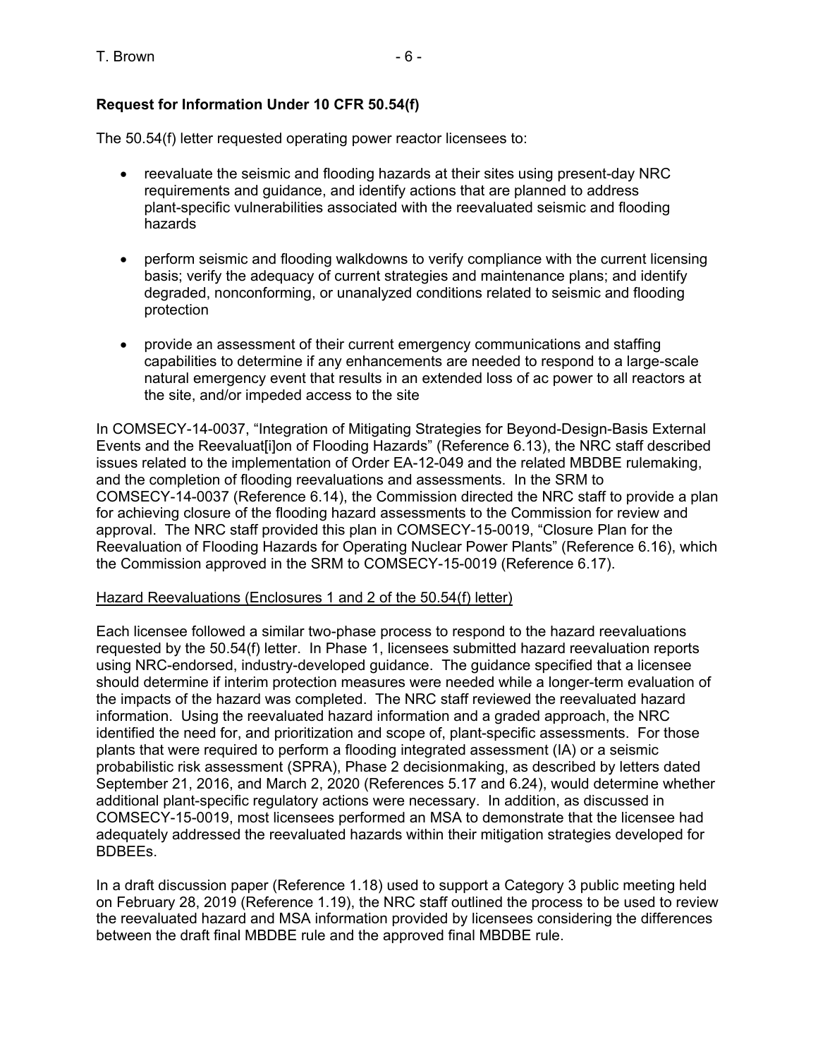**Request for Information Under 10 CFR 50.54(f)**

The 50.54(f) letter requested operating power reactor licensees to:

- reevaluate the seismic and flooding hazards at their sites using present-day NRC requirements and guidance, and identify actions that are planned to address plant-specific vulnerabilities associated with the reevaluated seismic and flooding hazards
- perform seismic and flooding walkdowns to verify compliance with the current licensing basis; verify the adequacy of current strategies and maintenance plans; and identify degraded, nonconforming, or unanalyzed conditions related to seismic and flooding protection
- provide an assessment of their current emergency communications and staffing capabilities to determine if any enhancements are needed to respond to a large-scale natural emergency event that results in an extended loss of ac power to all reactors at the site, and/or impeded access to the site

In COMSECY-14-0037, "Integration of Mitigating Strategies for Beyond-Design-Basis External Events and the Reevaluat[i]on of Flooding Hazards" (Reference 6.13), the NRC staff described issues related to the implementation of Order EA-12-049 and the related MBDBE rulemaking, and the completion of flooding reevaluations and assessments. In the SRM to COMSECY-14-0037 (Reference 6.14), the Commission directed the NRC staff to provide a plan for achieving closure of the flooding hazard assessments to the Commission for review and approval. The NRC staff provided this plan in COMSECY-15-0019, "Closure Plan for the Reevaluation of Flooding Hazards for Operating Nuclear Power Plants" (Reference 6.16), which the Commission approved in the SRM to COMSECY-15-0019 (Reference 6.17).

<u>Hazard Reevaluations (Enclosures 1 and 2 of the 50.54(f) letter)</u>

Each licensee followed a similar two-phase process to respond to the hazard reevaluations requested by the 50.54(f) letter. In Phase 1, licensees submitted hazard reevaluation reports using NRC-endorsed, industry-developed guidance. The guidance specified that a licensee should determine if interim protection measures were needed while a longer-term evaluation of the impacts of the hazard was completed. The NRC staff reviewed the reevaluated hazard information. Using the reevaluated hazard information and a graded approach, the NRC identified the need for, and prioritization and scope of, plant-specific assessments. For those plants that were required to perform a flooding integrated assessment (IA) or a seismic probabilistic risk assessment (SPRA), Phase 2 decisionmaking, as described by letters dated September 21, 2016, and March 2, 2020 (References 5.17 and 6.24), would determine whether additional plant-specific regulatory actions were necessary. In addition, as discussed in COMSECY-15-0019, most licensees performed an MSA to demonstrate that the licensee had adequately addressed the reevaluated hazards within their mitigation strategies developed for BDBEEs.

In a draft discussion paper (Reference 1.18) used to support a Category 3 public meeting held on February 28, 2019 (Reference 1.19), the NRC staff outlined the process to be used to review the reevaluated hazard and MSA information provided by licensees considering the differences between the draft final MBDBE rule and the approved final MBDBE rule.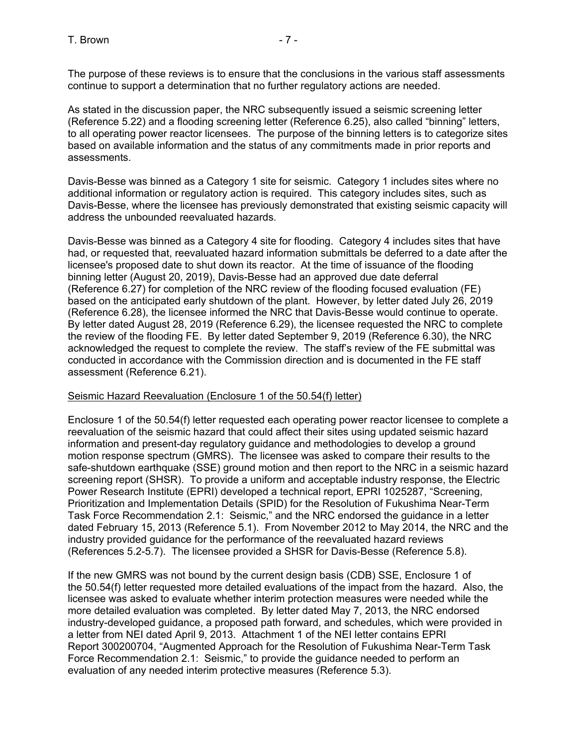The purpose of these reviews is to ensure that the conclusions in the various staff assessments continue to support a determination that no further regulatory actions are needed.

As stated in the discussion paper, the NRC subsequently issued a seismic screening letter (Reference 5.22) and a flooding screening letter (Reference 6.25), also called "binning" letters, to all operating power reactor licensees. The purpose of the binning letters is to categorize sites based on available information and the status of any commitments made in prior reports and assessments.

Davis-Besse was binned as a Category 1 site for seismic. Category 1 includes sites where no additional information or regulatory action is required. This category includes sites, such as Davis-Besse, where the licensee has previously demonstrated that existing seismic capacity will address the unbounded reevaluated hazards.

Davis-Besse was binned as a Category 4 site for flooding. Category 4 includes sites that have had, or requested that, reevaluated hazard information submittals be deferred to a date after the licensee's proposed date to shut down its reactor. At the time of issuance of the flooding binning letter (August 20, 2019), Davis-Besse had an approved due date deferral (Reference 6.27) for completion of the NRC review of the flooding focused evaluation (FE) based on the anticipated early shutdown of the plant. However, by letter dated July 26, 2019 (Reference 6.28), the licensee informed the NRC that Davis-Besse would continue to operate. By letter dated August 28, 2019 (Reference 6.29), the licensee requested the NRC to complete the review of the flooding FE. By letter dated September 9, 2019 (Reference 6.30), the NRC acknowledged the request to complete the review. The staff's review of the FE submittal was conducted in accordance with the Commission direction and is documented in the FE staff assessment (Reference 6.21).

<u>Seismic Hazard Reevaluation (Enclosure 1 of the 50.54(f) letter)</u>

Enclosure 1 of the 50.54(f) letter requested each operating power reactor licensee to complete a reevaluation of the seismic hazard that could affect their sites using updated seismic hazard information and present-day regulatory guidance and methodologies to develop a ground motion response spectrum (GMRS). The licensee was asked to compare their results to the safe-shutdown earthquake (SSE) ground motion and then report to the NRC in a seismic hazard screening report (SHSR). To provide a uniform and acceptable industry response, the Electric Power Research Institute (EPRI) developed a technical report, EPRI 1025287, "Screening, Prioritization and Implementation Details (SPID) for the Resolution of Fukushima Near-Term Task Force Recommendation 2.1: Seismic," and the NRC endorsed the guidance in a letter dated February 15, 2013 (Reference 5.1). From November 2012 to May 2014, the NRC and the industry provided guidance for the performance of the reevaluated hazard reviews (References 5.2-5.7). The licensee provided a SHSR for Davis-Besse (Reference 5.8).

If the new GMRS was not bound by the current design basis (CDB) SSE, Enclosure 1 of the 50.54(f) letter requested more detailed evaluations of the impact from the hazard. Also, the licensee was asked to evaluate whether interim protection measures were needed while the more detailed evaluation was completed. By letter dated May 7, 2013, the NRC endorsed industry-developed guidance, a proposed path forward, and schedules, which were provided in a letter from NEI dated April 9, 2013. Attachment 1 of the NEI letter contains EPRI Report 300200704, "Augmented Approach for the Resolution of Fukushima Near-Term Task Force Recommendation 2.1: Seismic," to provide the guidance needed to perform an evaluation of any needed interim protective measures (Reference 5.3).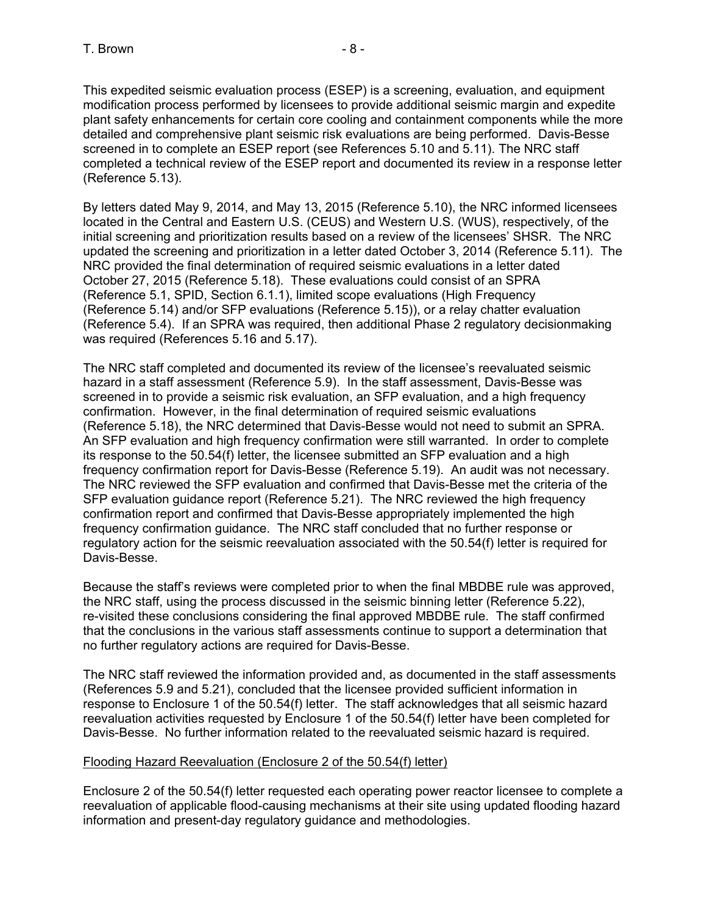This expedited seismic evaluation process (ESEP) is a screening, evaluation, and equipment modification process performed by licensees to provide additional seismic margin and expedite plant safety enhancements for certain core cooling and containment components while the more detailed and comprehensive plant seismic risk evaluations are being performed. Davis-Besse screened in to complete an ESEP report (see References 5.10 and 5.11). The NRC staff completed a technical review of the ESEP report and documented its review in a response letter (Reference 5.13).

By letters dated May 9, 2014, and May 13, 2015 (Reference 5.10), the NRC informed licensees located in the Central and Eastern U.S. (CEUS) and Western U.S. (WUS), respectively, of the initial screening and prioritization results based on a review of the licensees' SHSR. The NRC updated the screening and prioritization in a letter dated October 3, 2014 (Reference 5.11). The NRC provided the final determination of required seismic evaluations in a letter dated October 27, 2015 (Reference 5.18). These evaluations could consist of an SPRA (Reference 5.1, SPID, Section 6.1.1), limited scope evaluations (High Frequency (Reference 5.14) and/or SFP evaluations (Reference 5.15)), or a relay chatter evaluation (Reference 5.4). If an SPRA was required, then additional Phase 2 regulatory decisionmaking was required (References 5.16 and 5.17).

The NRC staff completed and documented its review of the licensee's reevaluated seismic hazard in a staff assessment (Reference 5.9). In the staff assessment, Davis-Besse was screened in to provide a seismic risk evaluation, an SFP evaluation, and a high frequency confirmation. However, in the final determination of required seismic evaluations (Reference 5.18), the NRC determined that Davis-Besse would not need to submit an SPRA. An SFP evaluation and high frequency confirmation were still warranted. In order to complete its response to the 50.54(f) letter, the licensee submitted an SFP evaluation and a high frequency confirmation report for Davis-Besse (Reference 5.19). An audit was not necessary. The NRC reviewed the SFP evaluation and confirmed that Davis-Besse met the criteria of the SFP evaluation guidance report (Reference 5.21). The NRC reviewed the high frequency confirmation report and confirmed that Davis-Besse appropriately implemented the high frequency confirmation guidance. The NRC staff concluded that no further response or regulatory action for the seismic reevaluation associated with the 50.54(f) letter is required for Davis-Besse.

Because the staff's reviews were completed prior to when the final MBDBE rule was approved, the NRC staff, using the process discussed in the seismic binning letter (Reference 5.22), re-visited these conclusions considering the final approved MBDBE rule. The staff confirmed that the conclusions in the various staff assessments continue to support a determination that no further regulatory actions are required for Davis-Besse.

The NRC staff reviewed the information provided and, as documented in the staff assessments (References 5.9 and 5.21), concluded that the licensee provided sufficient information in response to Enclosure 1 of the 50.54(f) letter. The staff acknowledges that all seismic hazard reevaluation activities requested by Enclosure 1 of the 50.54(f) letter have been completed for Davis-Besse. No further information related to the reevaluated seismic hazard is required.

Flooding Hazard Reevaluation (Enclosure 2 of the 50.54(f) letter)

Enclosure 2 of the 50.54(f) letter requested each operating power reactor licensee to complete a reevaluation of applicable flood-causing mechanisms at their site using updated flooding hazard information and present-day regulatory guidance and methodologies.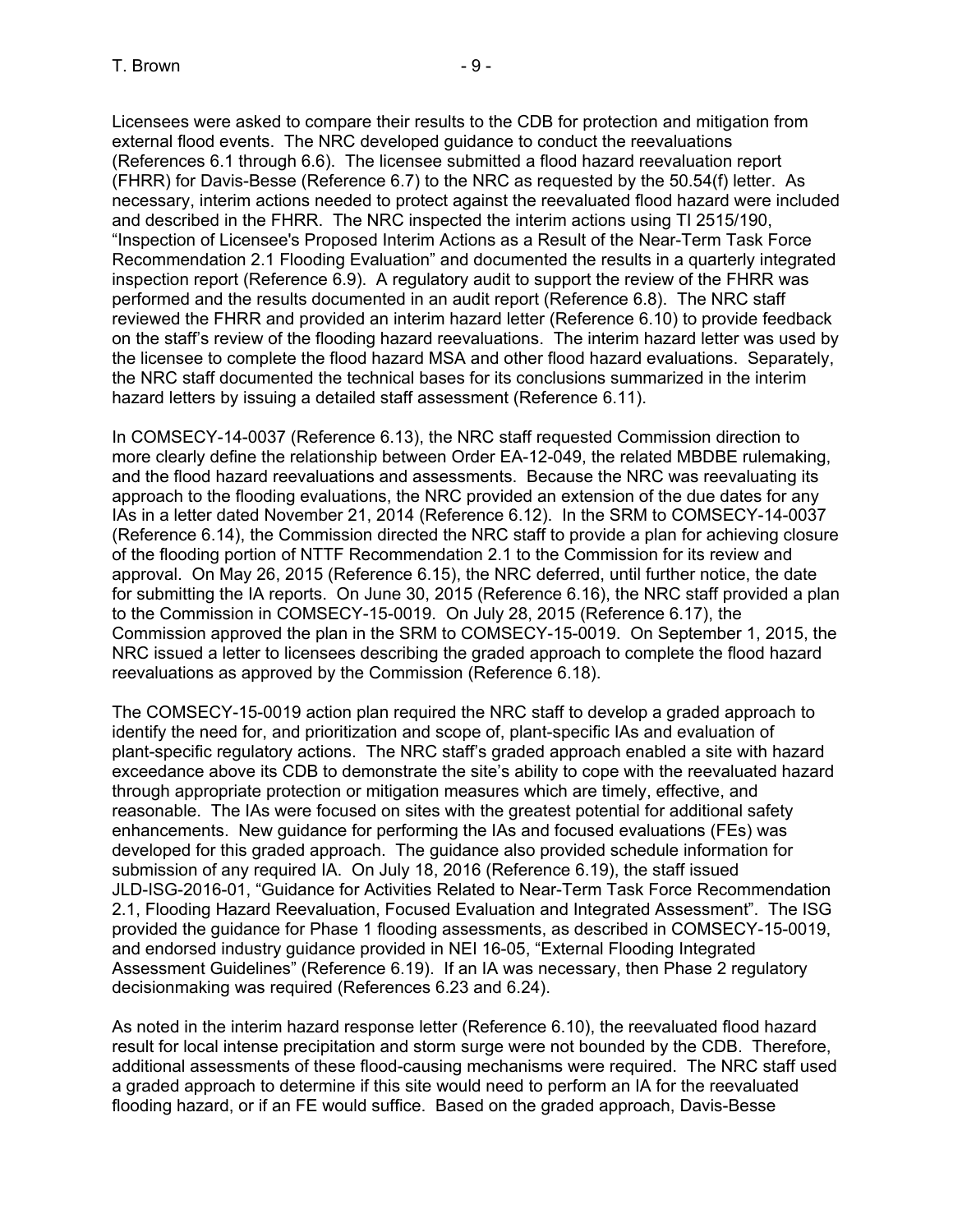Licensees were asked to compare their results to the CDB for protection and mitigation from external flood events. The NRC developed guidance to conduct the reevaluations (References 6.1 through 6.6). The licensee submitted a flood hazard reevaluation report (FHRR) for Davis-Besse (Reference 6.7) to the NRC as requested by the 50.54(f) letter. As necessary, interim actions needed to protect against the reevaluated flood hazard were included and described in the FHRR. The NRC inspected the interim actions using TI 2515/190, "Inspection of Licensee's Proposed Interim Actions as a Result of the Near-Term Task Force Recommendation 2.1 Flooding Evaluation" and documented the results in a quarterly integrated inspection report (Reference 6.9). A regulatory audit to support the review of the FHRR was performed and the results documented in an audit report (Reference 6.8). The NRC staff reviewed the FHRR and provided an interim hazard letter (Reference 6.10) to provide feedback on the staff's review of the flooding hazard reevaluations. The interim hazard letter was used by the licensee to complete the flood hazard MSA and other flood hazard evaluations. Separately, the NRC staff documented the technical bases for its conclusions summarized in the interim hazard letters by issuing a detailed staff assessment (Reference 6.11).

In COMSECY-14-0037 (Reference 6.13), the NRC staff requested Commission direction to more clearly define the relationship between Order EA-12-049, the related MBDBE rulemaking, and the flood hazard reevaluations and assessments. Because the NRC was reevaluating its approach to the flooding evaluations, the NRC provided an extension of the due dates for any IAs in a letter dated November 21, 2014 (Reference 6.12). In the SRM to COMSECY-14-0037 (Reference 6.14), the Commission directed the NRC staff to provide a plan for achieving closure of the flooding portion of NTTF Recommendation 2.1 to the Commission for its review and approval. On May 26, 2015 (Reference 6.15), the NRC deferred, until further notice, the date for submitting the IA reports. On June 30, 2015 (Reference 6.16), the NRC staff provided a plan to the Commission in COMSECY-15-0019. On July 28, 2015 (Reference 6.17), the Commission approved the plan in the SRM to COMSECY-15-0019. On September 1, 2015, the NRC issued a letter to licensees describing the graded approach to complete the flood hazard reevaluations as approved by the Commission (Reference 6.18).

The COMSECY-15-0019 action plan required the NRC staff to develop a graded approach to identify the need for, and prioritization and scope of, plant-specific IAs and evaluation of plant-specific regulatory actions. The NRC staff's graded approach enabled a site with hazard exceedance above its CDB to demonstrate the site's ability to cope with the reevaluated hazard through appropriate protection or mitigation measures which are timely, effective, and reasonable. The IAs were focused on sites with the greatest potential for additional safety enhancements. New guidance for performing the IAs and focused evaluations (FEs) was developed for this graded approach. The guidance also provided schedule information for submission of any required IA. On July 18, 2016 (Reference 6.19), the staff issued JLD-ISG-2016-01, "Guidance for Activities Related to Near-Term Task Force Recommendation 2.1, Flooding Hazard Reevaluation, Focused Evaluation and Integrated Assessment". The ISG provided the guidance for Phase 1 flooding assessments, as described in COMSECY-15-0019, and endorsed industry guidance provided in NEI 16-05, "External Flooding Integrated Assessment Guidelines" (Reference 6.19). If an IA was necessary, then Phase 2 regulatory decisionmaking was required (References 6.23 and 6.24).

As noted in the interim hazard response letter (Reference 6.10), the reevaluated flood hazard result for local intense precipitation and storm surge were not bounded by the CDB. Therefore, additional assessments of these flood-causing mechanisms were required. The NRC staff used a graded approach to determine if this site would need to perform an IA for the reevaluated flooding hazard, or if an FE would suffice. Based on the graded approach, Davis-Besse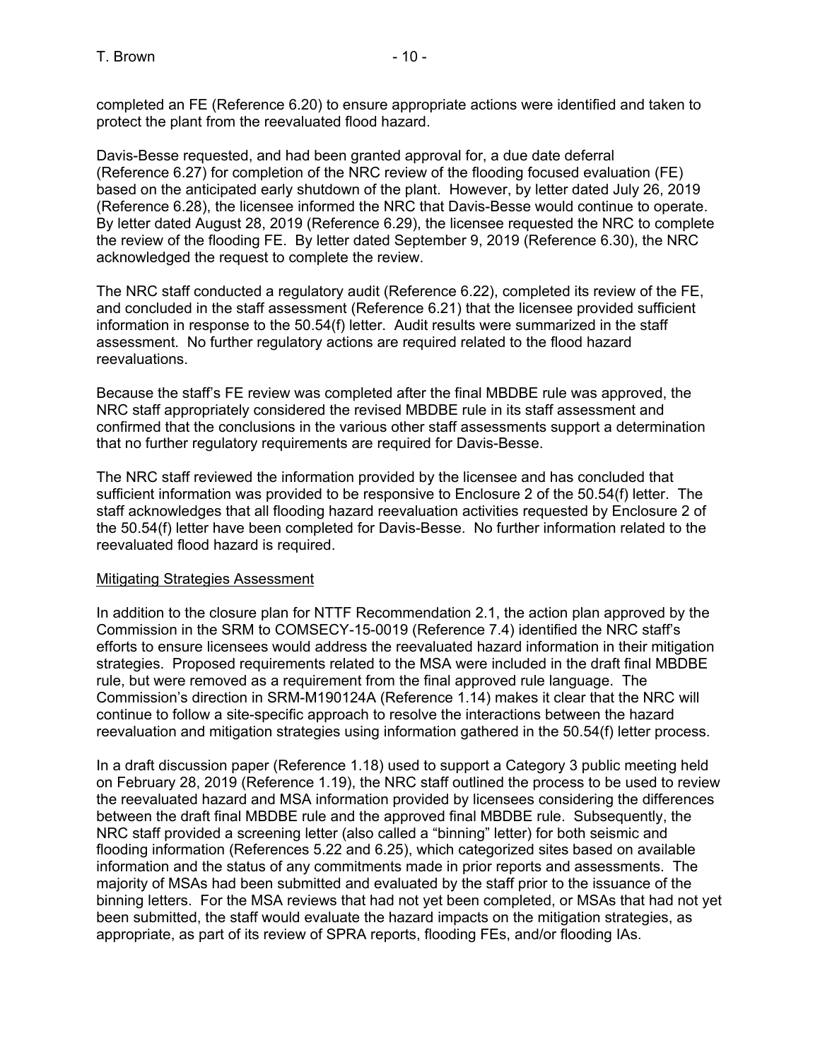completed an FE (Reference 6.20) to ensure appropriate actions were identified and taken to protect the plant from the reevaluated flood hazard.

Davis-Besse requested, and had been granted approval for, a due date deferral (Reference 6.27) for completion of the NRC review of the flooding focused evaluation (FE) based on the anticipated early shutdown of the plant. However, by letter dated July 26, 2019 (Reference 6.28), the licensee informed the NRC that Davis-Besse would continue to operate. By letter dated August 28, 2019 (Reference 6.29), the licensee requested the NRC to complete the review of the flooding FE. By letter dated September 9, 2019 (Reference 6.30), the NRC acknowledged the request to complete the review.

The NRC staff conducted a regulatory audit (Reference 6.22), completed its review of the FE, and concluded in the staff assessment (Reference 6.21) that the licensee provided sufficient information in response to the 50.54(f) letter. Audit results were summarized in the staff assessment. No further regulatory actions are required related to the flood hazard reevaluations.

Because the staff's FE review was completed after the final MBDBE rule was approved, the NRC staff appropriately considered the revised MBDBE rule in its staff assessment and confirmed that the conclusions in the various other staff assessments support a determination that no further regulatory requirements are required for Davis-Besse.

The NRC staff reviewed the information provided by the licensee and has concluded that sufficient information was provided to be responsive to Enclosure 2 of the 50.54(f) letter. The staff acknowledges that all flooding hazard reevaluation activities requested by Enclosure 2 of the 50.54(f) letter have been completed for Davis-Besse. No further information related to the reevaluated flood hazard is required.

Mitigating Strategies Assessment

In addition to the closure plan for NTTF Recommendation 2.1, the action plan approved by the Commission in the SRM to COMSECY-15-0019 (Reference 7.4) identified the NRC staff's efforts to ensure licensees would address the reevaluated hazard information in their mitigation strategies. Proposed requirements related to the MSA were included in the draft final MBDBE rule, but were removed as a requirement from the final approved rule language. The Commission's direction in SRM-M190124A (Reference 1.14) makes it clear that the NRC will continue to follow a site-specific approach to resolve the interactions between the hazard reevaluation and mitigation strategies using information gathered in the 50.54(f) letter process.

In a draft discussion paper (Reference 1.18) used to support a Category 3 public meeting held on February 28, 2019 (Reference 1.19), the NRC staff outlined the process to be used to review the reevaluated hazard and MSA information provided by licensees considering the differences between the draft final MBDBE rule and the approved final MBDBE rule. Subsequently, the NRC staff provided a screening letter (also called a "binning" letter) for both seismic and flooding information (References 5.22 and 6.25), which categorized sites based on available information and the status of any commitments made in prior reports and assessments. The majority of MSAs had been submitted and evaluated by the staff prior to the issuance of the binning letters. For the MSA reviews that had not yet been completed, or MSAs that had not yet been submitted, the staff would evaluate the hazard impacts on the mitigation strategies, as appropriate, as part of its review of SPRA reports, flooding FEs, and/or flooding IAs.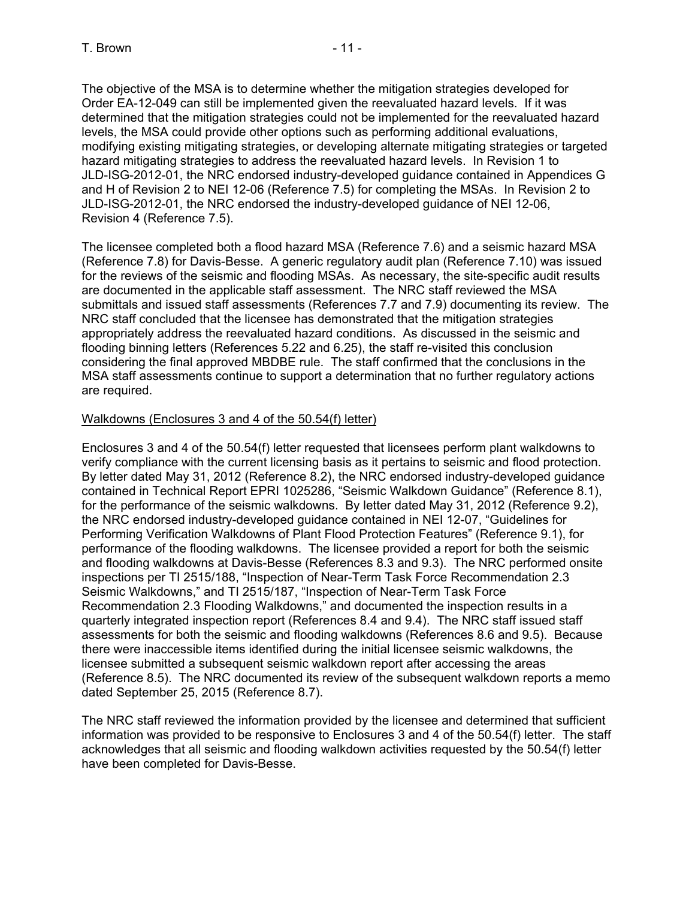The objective of the MSA is to determine whether the mitigation strategies developed for Order EA-12-049 can still be implemented given the reevaluated hazard levels. If it was determined that the mitigation strategies could not be implemented for the reevaluated hazard levels, the MSA could provide other options such as performing additional evaluations, modifying existing mitigating strategies, or developing alternate mitigating strategies or targeted hazard mitigating strategies to address the reevaluated hazard levels. In Revision 1 to JLD-ISG-2012-01, the NRC endorsed industry-developed guidance contained in Appendices G and H of Revision 2 to NEI 12-06 (Reference 7.5) for completing the MSAs. In Revision 2 to JLD-ISG-2012-01, the NRC endorsed the industry-developed guidance of NEI 12-06, Revision 4 (Reference 7.5).

The licensee completed both a flood hazard MSA (Reference 7.6) and a seismic hazard MSA (Reference 7.8) for Davis-Besse. A generic regulatory audit plan (Reference 7.10) was issued for the reviews of the seismic and flooding MSAs. As necessary, the site-specific audit results are documented in the applicable staff assessment. The NRC staff reviewed the MSA submittals and issued staff assessments (References 7.7 and 7.9) documenting its review. The NRC staff concluded that the licensee has demonstrated that the mitigation strategies appropriately address the reevaluated hazard conditions. As discussed in the seismic and flooding binning letters (References 5.22 and 6.25), the staff re-visited this conclusion considering the final approved MBDBE rule. The staff confirmed that the conclusions in the MSA staff assessments continue to support a determination that no further regulatory actions are required.

Walkdowns (Enclosures 3 and 4 of the 50.54(f) letter)

Enclosures 3 and 4 of the 50.54(f) letter requested that licensees perform plant walkdowns to verify compliance with the current licensing basis as it pertains to seismic and flood protection. By letter dated May 31, 2012 (Reference 8.2), the NRC endorsed industry-developed guidance contained in Technical Report EPRI 1025286, "Seismic Walkdown Guidance" (Reference 8.1), for the performance of the seismic walkdowns. By letter dated May 31, 2012 (Reference 9.2), the NRC endorsed industry-developed guidance contained in NEI 12-07, "Guidelines for Performing Verification Walkdowns of Plant Flood Protection Features" (Reference 9.1), for performance of the flooding walkdowns. The licensee provided a report for both the seismic and flooding walkdowns at Davis-Besse (References 8.3 and 9.3). The NRC performed onsite inspections per TI 2515/188, "Inspection of Near-Term Task Force Recommendation 2.3 Seismic Walkdowns," and TI 2515/187, "Inspection of Near-Term Task Force Recommendation 2.3 Flooding Walkdowns," and documented the inspection results in a quarterly integrated inspection report (References 8.4 and 9.4). The NRC staff issued staff assessments for both the seismic and flooding walkdowns (References 8.6 and 9.5). Because there were inaccessible items identified during the initial licensee seismic walkdowns, the licensee submitted a subsequent seismic walkdown report after accessing the areas (Reference 8.5). The NRC documented its review of the subsequent walkdown reports a memo dated September 25, 2015 (Reference 8.7).

The NRC staff reviewed the information provided by the licensee and determined that sufficient information was provided to be responsive to Enclosures 3 and 4 of the 50.54(f) letter. The staff acknowledges that all seismic and flooding walkdown activities requested by the 50.54(f) letter have been completed for Davis-Besse.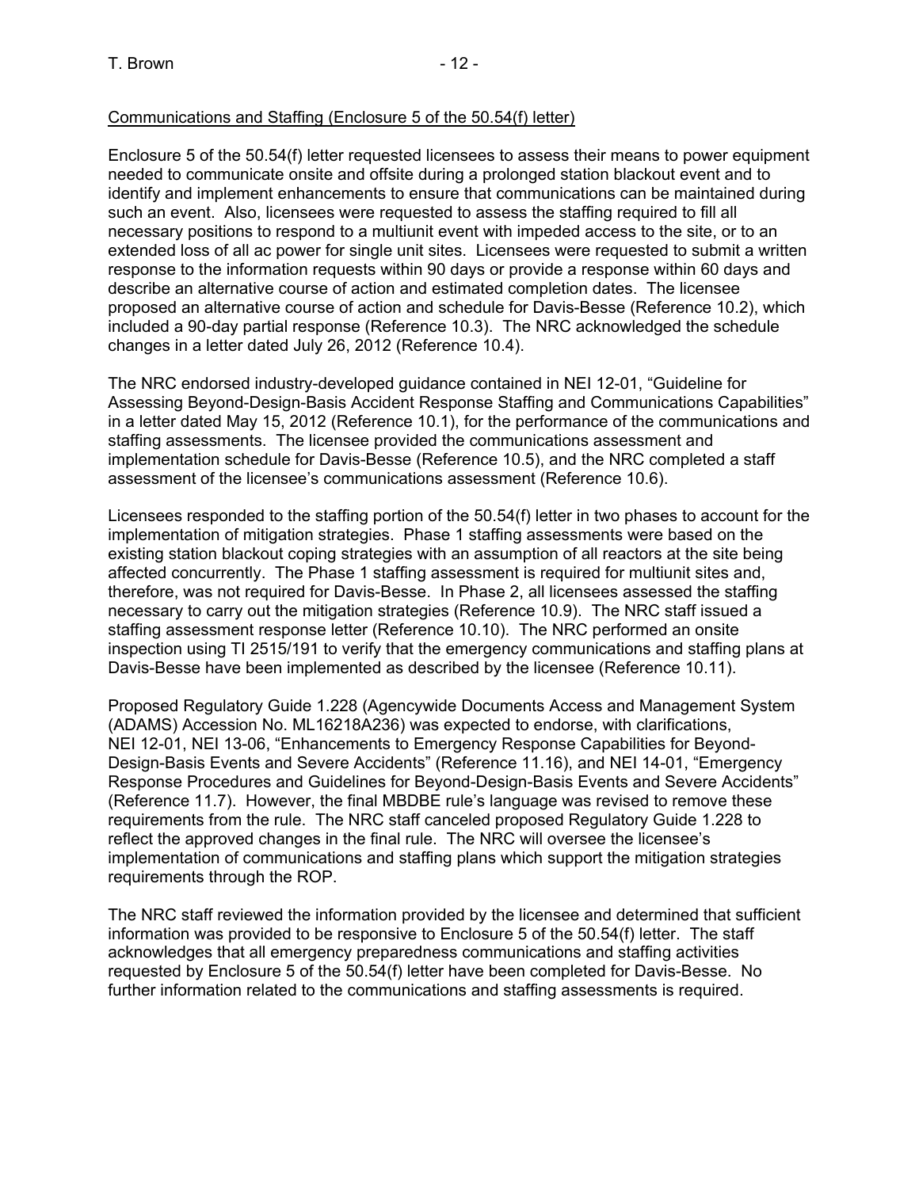Communications and Staffing (Enclosure 5 of the 50.54(f) letter)

Enclosure 5 of the 50.54(f) letter requested licensees to assess their means to power equipment needed to communicate onsite and offsite during a prolonged station blackout event and to identify and implement enhancements to ensure that communications can be maintained during such an event. Also, licensees were requested to assess the staffing required to fill all necessary positions to respond to a multiunit event with impeded access to the site, or to an extended loss of all ac power for single unit sites. Licensees were requested to submit a written response to the information requests within 90 days or provide a response within 60 days and describe an alternative course of action and estimated completion dates. The licensee proposed an alternative course of action and schedule for Davis-Besse (Reference 10.2), which included a 90-day partial response (Reference 10.3). The NRC acknowledged the schedule changes in a letter dated July 26, 2012 (Reference 10.4).

The NRC endorsed industry-developed guidance contained in NEI 12-01, "Guideline for Assessing Beyond-Design-Basis Accident Response Staffing and Communications Capabilities" in a letter dated May 15, 2012 (Reference 10.1), for the performance of the communications and staffing assessments. The licensee provided the communications assessment and implementation schedule for Davis-Besse (Reference 10.5), and the NRC completed a staff assessment of the licensee's communications assessment (Reference 10.6).

Licensees responded to the staffing portion of the 50.54(f) letter in two phases to account for the implementation of mitigation strategies. Phase 1 staffing assessments were based on the existing station blackout coping strategies with an assumption of all reactors at the site being affected concurrently. The Phase 1 staffing assessment is required for multiunit sites and, therefore, was not required for Davis-Besse. In Phase 2, all licensees assessed the staffing necessary to carry out the mitigation strategies (Reference 10.9). The NRC staff issued a staffing assessment response letter (Reference 10.10). The NRC performed an onsite inspection using TI 2515/191 to verify that the emergency communications and staffing plans at Davis-Besse have been implemented as described by the licensee (Reference 10.11).

Proposed Regulatory Guide 1.228 (Agencywide Documents Access and Management System (ADAMS) Accession No. ML16218A236) was expected to endorse, with clarifications, NEI 12-01, NEI 13-06, "Enhancements to Emergency Response Capabilities for Beyond-Design-Basis Events and Severe Accidents" (Reference 11.16), and NEI 14-01, "Emergency Response Procedures and Guidelines for Beyond-Design-Basis Events and Severe Accidents" (Reference 11.7). However, the final MBDBE rule's language was revised to remove these requirements from the rule. The NRC staff canceled proposed Regulatory Guide 1.228 to reflect the approved changes in the final rule. The NRC will oversee the licensee's implementation of communications and staffing plans which support the mitigation strategies requirements through the ROP.

The NRC staff reviewed the information provided by the licensee and determined that sufficient information was provided to be responsive to Enclosure 5 of the 50.54(f) letter. The staff acknowledges that all emergency preparedness communications and staffing activities requested by Enclosure 5 of the 50.54(f) letter have been completed for Davis-Besse. No further information related to the communications and staffing assessments is required.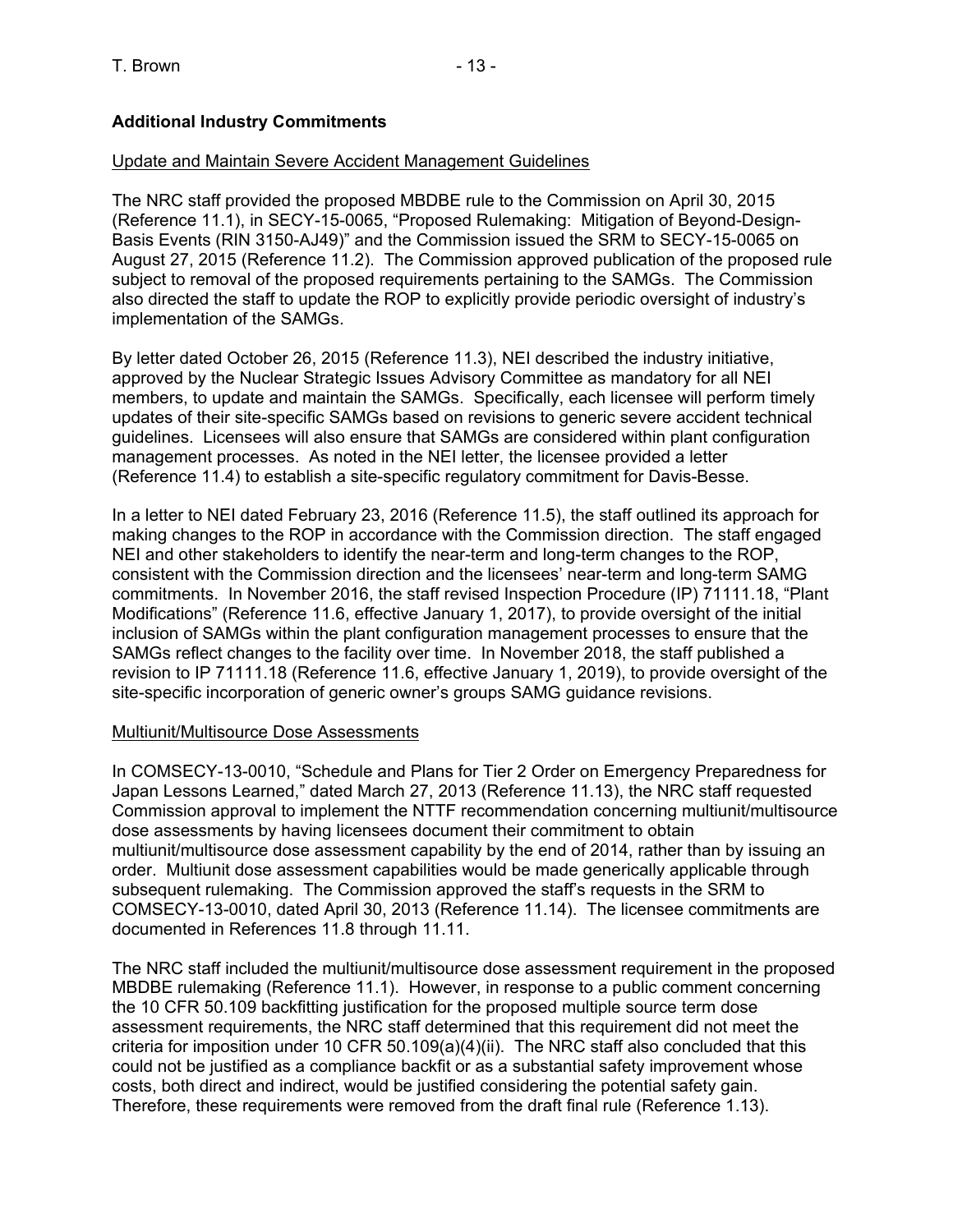**Additional Industry Commitments**

Update and Maintain Severe Accident Management Guidelines

The NRC staff provided the proposed MBDBE rule to the Commission on April 30, 2015 (Reference 11.1), in SECY-15-0065, "Proposed Rulemaking: Mitigation of Beyond-Design-Basis Events (RIN 3150-AJ49)" and the Commission issued the SRM to SECY-15-0065 on August 27, 2015 (Reference 11.2). The Commission approved publication of the proposed rule subject to removal of the proposed requirements pertaining to the SAMGs. The Commission also directed the staff to update the ROP to explicitly provide periodic oversight of industry's implementation of the SAMGs.

By letter dated October 26, 2015 (Reference 11.3), NEI described the industry initiative, approved by the Nuclear Strategic Issues Advisory Committee as mandatory for all NEI members, to update and maintain the SAMGs. Specifically, each licensee will perform timely updates of their site-specific SAMGs based on revisions to generic severe accident technical guidelines. Licensees will also ensure that SAMGs are considered within plant configuration management processes. As noted in the NEI letter, the licensee provided a letter (Reference 11.4) to establish a site-specific regulatory commitment for Davis-Besse.

In a letter to NEI dated February 23, 2016 (Reference 11.5), the staff outlined its approach for making changes to the ROP in accordance with the Commission direction. The staff engaged NEI and other stakeholders to identify the near-term and long-term changes to the ROP, consistent with the Commission direction and the licensees' near-term and long-term SAMG commitments. In November 2016, the staff revised Inspection Procedure (IP) 71111.18, "Plant Modifications" (Reference 11.6, effective January 1, 2017), to provide oversight of the initial inclusion of SAMGs within the plant configuration management processes to ensure that the SAMGs reflect changes to the facility over time. In November 2018, the staff published a revision to IP 71111.18 (Reference 11.6, effective January 1, 2019), to provide oversight of the site-specific incorporation of generic owner's groups SAMG guidance revisions.

Multiunit/Multisource Dose Assessments

In COMSECY-13-0010, "Schedule and Plans for Tier 2 Order on Emergency Preparedness for Japan Lessons Learned," dated March 27, 2013 (Reference 11.13), the NRC staff requested Commission approval to implement the NTTF recommendation concerning multiunit/multisource dose assessments by having licensees document their commitment to obtain multiunit/multisource dose assessment capability by the end of 2014, rather than by issuing an order. Multiunit dose assessment capabilities would be made generically applicable through subsequent rulemaking. The Commission approved the staff's requests in the SRM to COMSECY-13-0010, dated April 30, 2013 (Reference 11.14). The licensee commitments are documented in References 11.8 through 11.11.

The NRC staff included the multiunit/multisource dose assessment requirement in the proposed MBDBE rulemaking (Reference 11.1). However, in response to a public comment concerning the 10 CFR 50.109 backfitting justification for the proposed multiple source term dose assessment requirements, the NRC staff determined that this requirement did not meet the criteria for imposition under 10 CFR 50.109(a)(4)(ii). The NRC staff also concluded that this could not be justified as a compliance backfit or as a substantial safety improvement whose costs, both direct and indirect, would be justified considering the potential safety gain. Therefore, these requirements were removed from the draft final rule (Reference 1.13).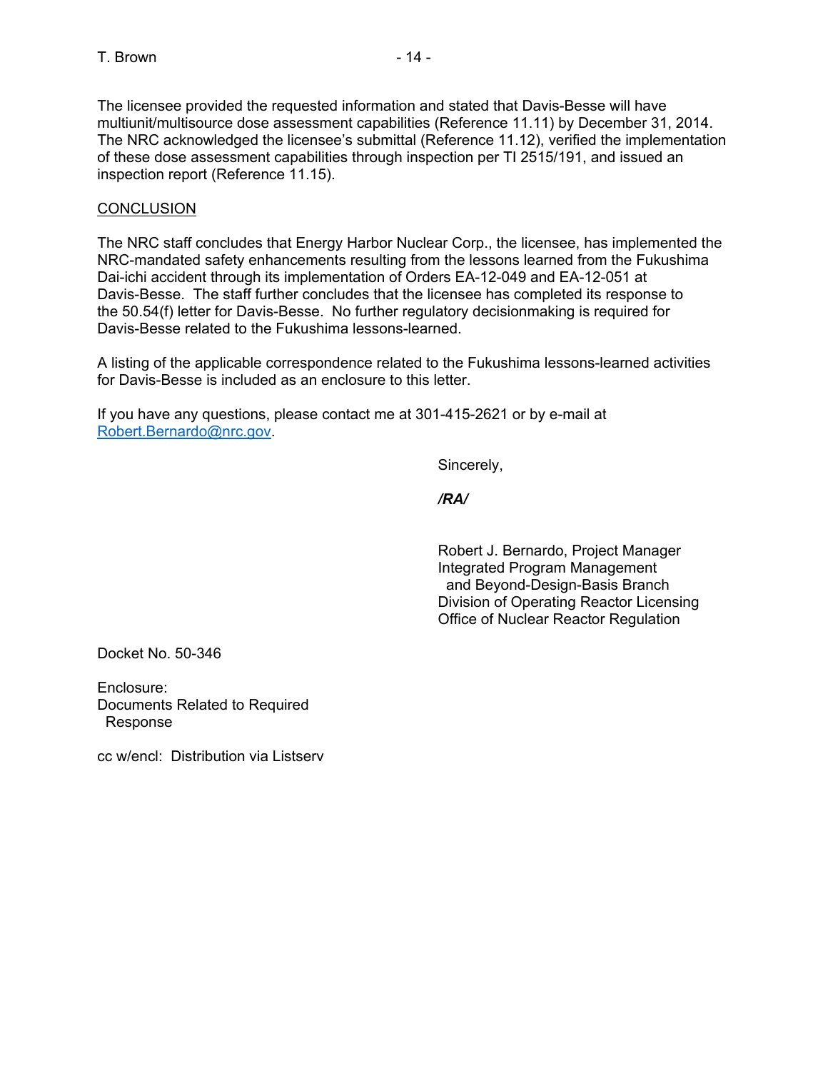The licensee provided the requested information and stated that Davis-Besse will have multiunit/multisource dose assessment capabilities (Reference 11.11) by December 31, 2014. The NRC acknowledged the licensee's submittal (Reference 11.12), verified the implementation of these dose assessment capabilities through inspection per TI 2515/191, and issued an inspection report (Reference 11.15).

CONCLUSION

The NRC staff concludes that Energy Harbor Nuclear Corp., the licensee, has implemented the NRC-mandated safety enhancements resulting from the lessons learned from the Fukushima Dai-ichi accident through its implementation of Orders EA-12-049 and EA-12-051 at Davis-Besse. The staff further concludes that the licensee has completed its response to the 50.54(f) letter for Davis-Besse. No further regulatory decisionmaking is required for Davis-Besse related to the Fukushima lessons-learned.

A listing of the applicable correspondence related to the Fukushima lessons-learned activities for Davis-Besse is included as an enclosure to this letter.

If you have any questions, please contact me at 301-415-2621 or by e-mail at Robert.Bernardo@nrc.gov.

Sincerely,

*/RA/*

Robert J. Bernardo, Project Manager
Integrated Program Management
and Beyond-Design-Basis Branch
Division of Operating Reactor Licensing
Office of Nuclear Reactor Regulation

Docket No. 50-346

Enclosure:
Documents Related to Required Response

cc w/encl: Distribution via Listserv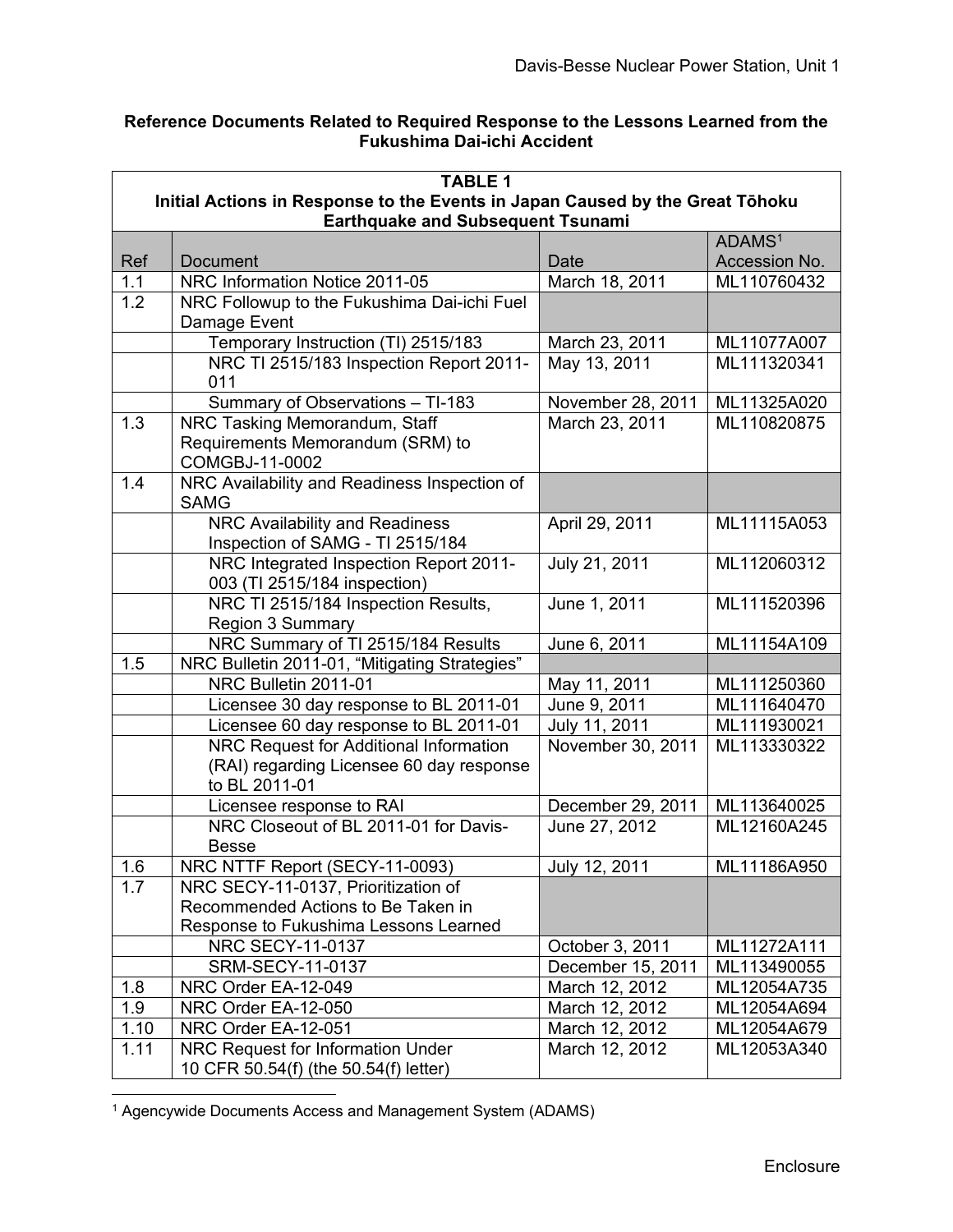**Reference Documents Related to Required Response to the Lessons Learned from the Fukushima Dai-ichi Accident**

| TABLE 1<br>Initial Actions in Response to the Events in Japan Caused by the Great Tōhoku Earthquake and Subsequent Tsunami | | | |
|---|---|---|---|
| Ref | Document | Date | ADAMS[1] Accession No. |
| 1.1 | NRC Information Notice 2011-05 | March 18, 2011 | ML110760432 |
| 1.2 | NRC Followup to the Fukushima Dai-ichi Fuel Damage Event | | |
| | Temporary Instruction (TI) 2515/183 | March 23, 2011 | ML11077A007 |
| | NRC TI 2515/183 Inspection Report 2011-011 | May 13, 2011 | ML111320341 |
| | Summary of Observations – TI-183 | November 28, 2011 | ML11325A020 |
| 1.3 | NRC Tasking Memorandum, Staff Requirements Memorandum (SRM) to COMGBJ-11-0002 | March 23, 2011 | ML110820875 |
| 1.4 | NRC Availability and Readiness Inspection of SAMG | | |
| | NRC Availability and Readiness Inspection of SAMG - TI 2515/184 | April 29, 2011 | ML11115A053 |
| | NRC Integrated Inspection Report 2011-003 (TI 2515/184 inspection) | July 21, 2011 | ML112060312 |
| | NRC TI 2515/184 Inspection Results, Region 3 Summary | June 1, 2011 | ML111520396 |
| | NRC Summary of TI 2515/184 Results | June 6, 2011 | ML11154A109 |
| 1.5 | NRC Bulletin 2011-01, "Mitigating Strategies" | | |
| | NRC Bulletin 2011-01 | May 11, 2011 | ML111250360 |
| | Licensee 30 day response to BL 2011-01 | June 9, 2011 | ML111640470 |
| | Licensee 60 day response to BL 2011-01 | July 11, 2011 | ML111930021 |
| | NRC Request for Additional Information (RAI) regarding Licensee 60 day response to BL 2011-01 | November 30, 2011 | ML113330322 |
| | Licensee response to RAI | December 29, 2011 | ML113640025 |
| | NRC Closeout of BL 2011-01 for Davis-Besse | June 27, 2012 | ML12160A245 |
| 1.6 | NRC NTTF Report (SECY-11-0093) | July 12, 2011 | ML11186A950 |
| 1.7 | NRC SECY-11-0137, Prioritization of Recommended Actions to Be Taken in Response to Fukushima Lessons Learned | | |
| | NRC SECY-11-0137 | October 3, 2011 | ML11272A111 |
| | SRM-SECY-11-0137 | December 15, 2011 | ML113490055 |
| 1.8 | NRC Order EA-12-049 | March 12, 2012 | ML12054A735 |
| 1.9 | NRC Order EA-12-050 | March 12, 2012 | ML12054A694 |
| 1.10 | NRC Order EA-12-051 | March 12, 2012 | ML12054A679 |
| 1.11 | NRC Request for Information Under 10 CFR 50.54(f) (the 50.54(f) letter) | March 12, 2012 | ML12053A340 |

[1] Agencywide Documents Access and Management System (ADAMS)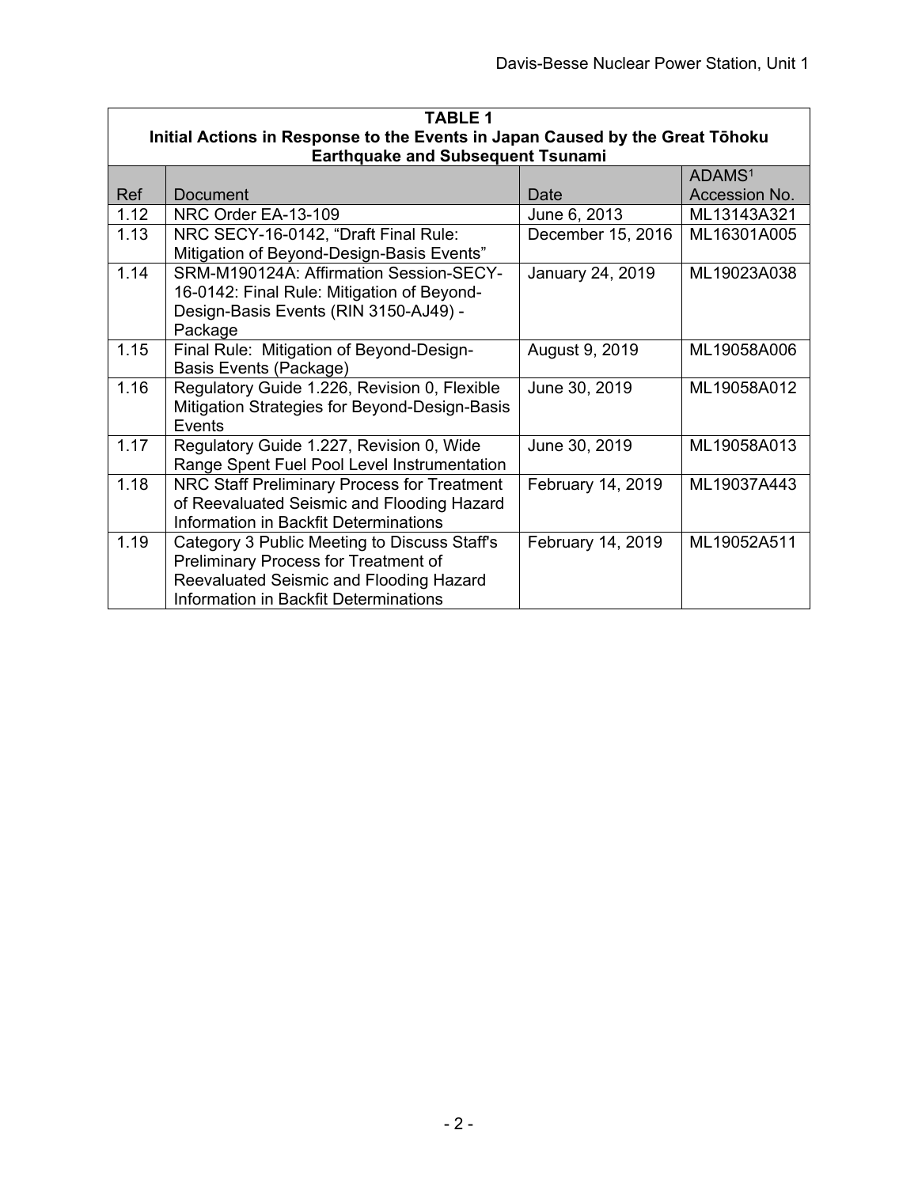| **TABLE 1** | | | |
|---|---|---|---|
| **Initial Actions in Response to the Events in Japan Caused by the Great Tōhoku Earthquake and Subsequent Tsunami** | | | |
| Ref | Document | Date | ADAMS[1] Accession No. |
| 1.12 | NRC Order EA-13-109 | June 6, 2013 | ML13143A321 |
| 1.13 | NRC SECY-16-0142, "Draft Final Rule: Mitigation of Beyond-Design-Basis Events" | December 15, 2016 | ML16301A005 |
| 1.14 | SRM-M190124A: Affirmation Session-SECY-16-0142: Final Rule: Mitigation of Beyond-Design-Basis Events (RIN 3150-AJ49) - Package | January 24, 2019 | ML19023A038 |
| 1.15 | Final Rule: Mitigation of Beyond-Design-Basis Events (Package) | August 9, 2019 | ML19058A006 |
| 1.16 | Regulatory Guide 1.226, Revision 0, Flexible Mitigation Strategies for Beyond-Design-Basis Events | June 30, 2019 | ML19058A012 |
| 1.17 | Regulatory Guide 1.227, Revision 0, Wide Range Spent Fuel Pool Level Instrumentation | June 30, 2019 | ML19058A013 |
| 1.18 | NRC Staff Preliminary Process for Treatment of Reevaluated Seismic and Flooding Hazard Information in Backfit Determinations | February 14, 2019 | ML19037A443 |
| 1.19 | Category 3 Public Meeting to Discuss Staff's Preliminary Process for Treatment of Reevaluated Seismic and Flooding Hazard Information in Backfit Determinations | February 14, 2019 | ML19052A511 |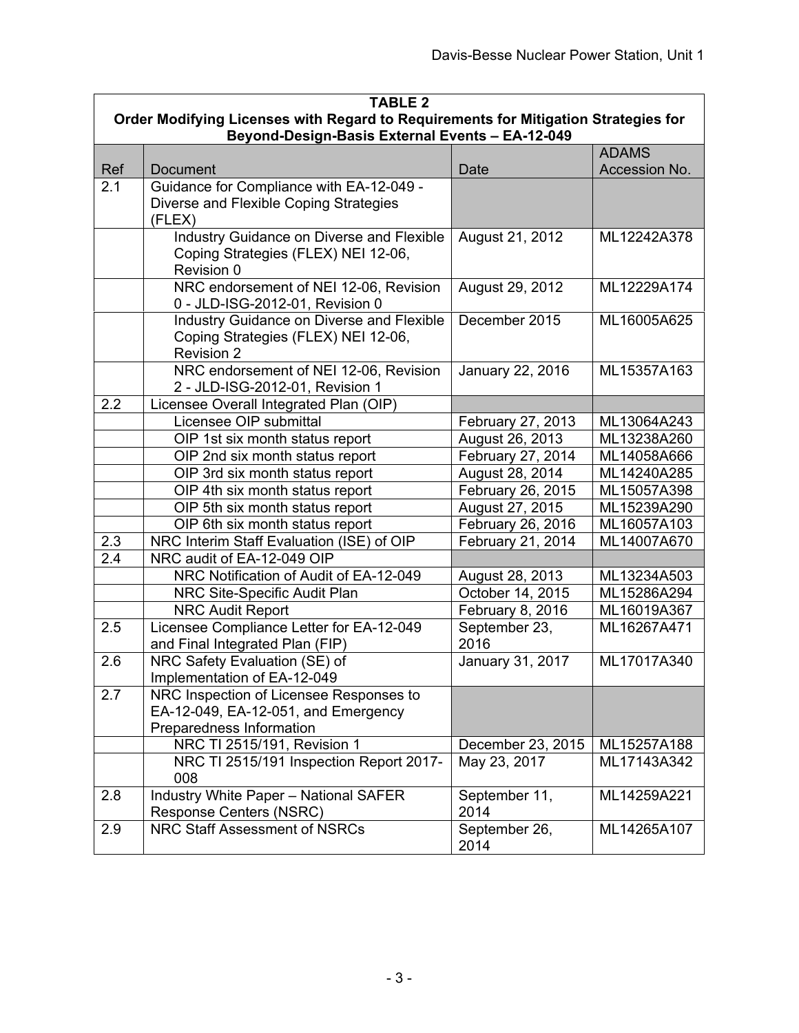**TABLE 2**
**Order Modifying Licenses with Regard to Requirements for Mitigation Strategies for Beyond-Design-Basis External Events – EA-12-049**

| Ref | Document | Date | ADAMS Accession No. |
|---|---|---|---|
| 2.1 | Guidance for Compliance with EA-12-049 - Diverse and Flexible Coping Strategies (FLEX) | | |
| | Industry Guidance on Diverse and Flexible Coping Strategies (FLEX) NEI 12-06, Revision 0 | August 21, 2012 | ML12242A378 |
| | NRC endorsement of NEI 12-06, Revision 0 - JLD-ISG-2012-01, Revision 0 | August 29, 2012 | ML12229A174 |
| | Industry Guidance on Diverse and Flexible Coping Strategies (FLEX) NEI 12-06, Revision 2 | December 2015 | ML16005A625 |
| | NRC endorsement of NEI 12-06, Revision 2 - JLD-ISG-2012-01, Revision 1 | January 22, 2016 | ML15357A163 |
| 2.2 | Licensee Overall Integrated Plan (OIP) | | |
| | Licensee OIP submittal | February 27, 2013 | ML13064A243 |
| | OIP 1st six month status report | August 26, 2013 | ML13238A260 |
| | OIP 2nd six month status report | February 27, 2014 | ML14058A666 |
| | OIP 3rd six month status report | August 28, 2014 | ML14240A285 |
| | OIP 4th six month status report | February 26, 2015 | ML15057A398 |
| | OIP 5th six month status report | August 27, 2015 | ML15239A290 |
| | OIP 6th six month status report | February 26, 2016 | ML16057A103 |
| 2.3 | NRC Interim Staff Evaluation (ISE) of OIP | February 21, 2014 | ML14007A670 |
| 2.4 | NRC audit of EA-12-049 OIP | | |
| | NRC Notification of Audit of EA-12-049 | August 28, 2013 | ML13234A503 |
| | NRC Site-Specific Audit Plan | October 14, 2015 | ML15286A294 |
| | NRC Audit Report | February 8, 2016 | ML16019A367 |
| 2.5 | Licensee Compliance Letter for EA-12-049 and Final Integrated Plan (FIP) | September 23, 2016 | ML16267A471 |
| 2.6 | NRC Safety Evaluation (SE) of Implementation of EA-12-049 | January 31, 2017 | ML17017A340 |
| 2.7 | NRC Inspection of Licensee Responses to EA-12-049, EA-12-051, and Emergency Preparedness Information | | |
| | NRC TI 2515/191, Revision 1 | December 23, 2015 | ML15257A188 |
| | NRC TI 2515/191 Inspection Report 2017-008 | May 23, 2017 | ML17143A342 |
| 2.8 | Industry White Paper – National SAFER Response Centers (NSRC) | September 11, 2014 | ML14259A221 |
| 2.9 | NRC Staff Assessment of NSRCs | September 26, 2014 | ML14265A107 |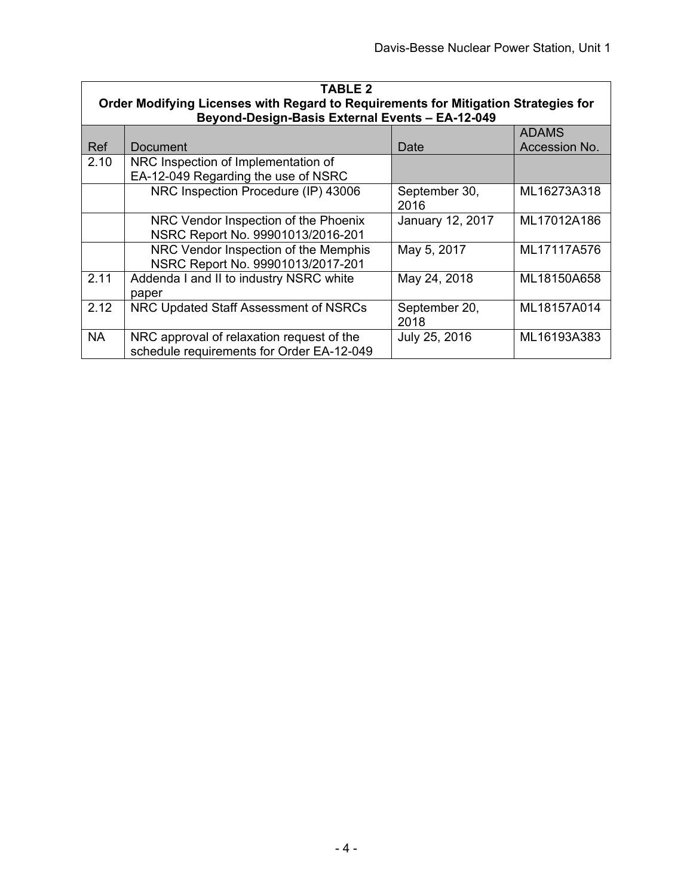**TABLE 2**
**Order Modifying Licenses with Regard to Requirements for Mitigation Strategies for Beyond-Design-Basis External Events – EA-12-049**

| Ref | Document | Date | ADAMS Accession No. |
|---|---|---|---|
| 2.10 | NRC Inspection of Implementation of EA-12-049 Regarding the use of NSRC | | |
| | NRC Inspection Procedure (IP) 43006 | September 30, 2016 | ML16273A318 |
| | NRC Vendor Inspection of the Phoenix NSRC Report No. 99901013/2016-201 | January 12, 2017 | ML17012A186 |
| | NRC Vendor Inspection of the Memphis NSRC Report No. 99901013/2017-201 | May 5, 2017 | ML17117A576 |
| 2.11 | Addenda I and II to industry NSRC white paper | May 24, 2018 | ML18150A658 |
| 2.12 | NRC Updated Staff Assessment of NSRCs | September 20, 2018 | ML18157A014 |
| NA | NRC approval of relaxation request of the schedule requirements for Order EA-12-049 | July 25, 2016 | ML16193A383 |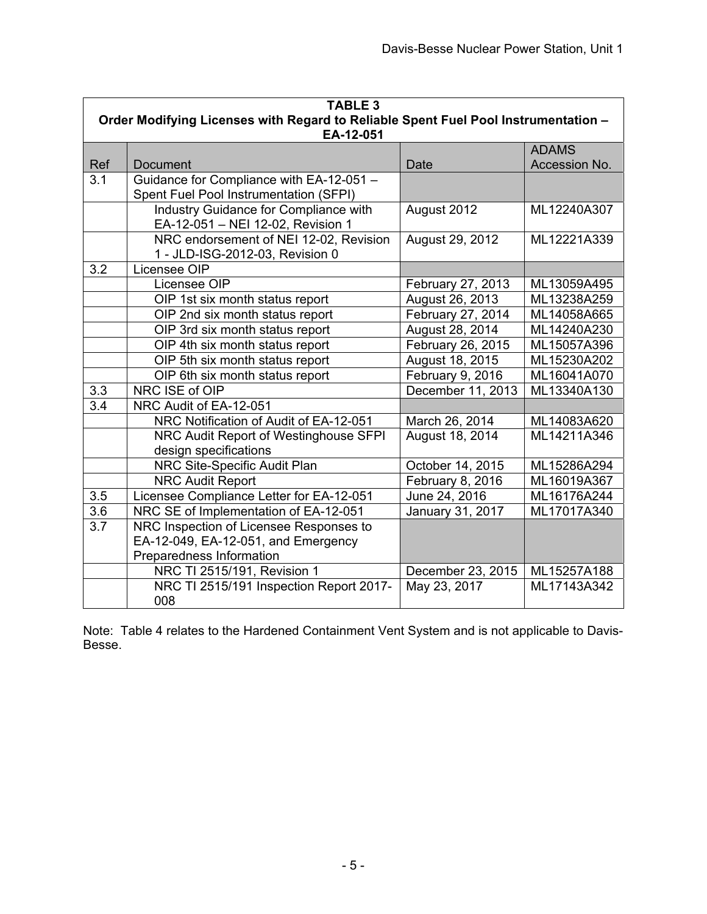| TABLE 3<br>Order Modifying Licenses with Regard to Reliable Spent Fuel Pool Instrumentation – EA-12-051 | | | |
|---|---|---|---|
| Ref | Document | Date | ADAMS Accession No. |
| 3.1 | Guidance for Compliance with EA-12-051 – Spent Fuel Pool Instrumentation (SFPI) | | |
| | Industry Guidance for Compliance with EA-12-051 – NEI 12-02, Revision 1 | August 2012 | ML12240A307 |
| | NRC endorsement of NEI 12-02, Revision 1 - JLD-ISG-2012-03, Revision 0 | August 29, 2012 | ML12221A339 |
| 3.2 | Licensee OIP | | |
| | Licensee OIP | February 27, 2013 | ML13059A495 |
| | OIP 1st six month status report | August 26, 2013 | ML13238A259 |
| | OIP 2nd six month status report | February 27, 2014 | ML14058A665 |
| | OIP 3rd six month status report | August 28, 2014 | ML14240A230 |
| | OIP 4th six month status report | February 26, 2015 | ML15057A396 |
| | OIP 5th six month status report | August 18, 2015 | ML15230A202 |
| | OIP 6th six month status report | February 9, 2016 | ML16041A070 |
| 3.3 | NRC ISE of OIP | December 11, 2013 | ML13340A130 |
| 3.4 | NRC Audit of EA-12-051 | | |
| | NRC Notification of Audit of EA-12-051 | March 26, 2014 | ML14083A620 |
| | NRC Audit Report of Westinghouse SFPI design specifications | August 18, 2014 | ML14211A346 |
| | NRC Site-Specific Audit Plan | October 14, 2015 | ML15286A294 |
| | NRC Audit Report | February 8, 2016 | ML16019A367 |
| 3.5 | Licensee Compliance Letter for EA-12-051 | June 24, 2016 | ML16176A244 |
| 3.6 | NRC SE of Implementation of EA-12-051 | January 31, 2017 | ML17017A340 |
| 3.7 | NRC Inspection of Licensee Responses to EA-12-049, EA-12-051, and Emergency Preparedness Information | | |
| | NRC TI 2515/191, Revision 1 | December 23, 2015 | ML15257A188 |
| | NRC TI 2515/191 Inspection Report 2017-008 | May 23, 2017 | ML17143A342 |

Note: Table 4 relates to the Hardened Containment Vent System and is not applicable to Davis-Besse.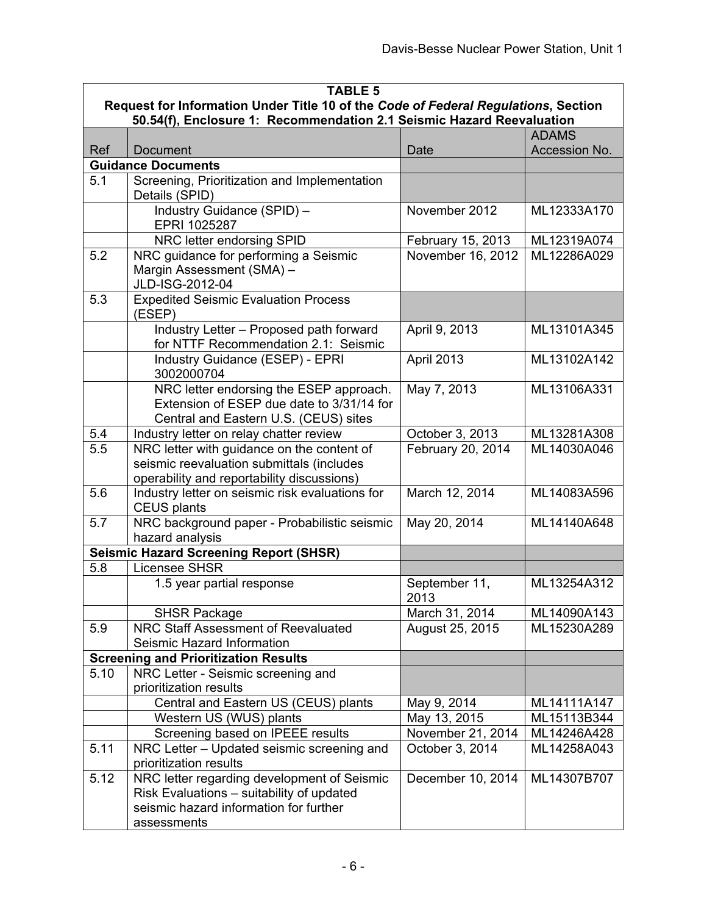| **TABLE 5** | | | |
|---|---|---|---|
| **Request for Information Under Title 10 of the *Code of Federal Regulations*, Section 50.54(f), Enclosure 1: Recommendation 2.1 Seismic Hazard Reevaluation** | | | |
| Ref | Document | Date | ADAMS Accession No. |
| **Guidance Documents** | | | |
| 5.1 | Screening, Prioritization and Implementation Details (SPID) | | |
| | Industry Guidance (SPID) – EPRI 1025287 | November 2012 | ML12333A170 |
| | NRC letter endorsing SPID | February 15, 2013 | ML12319A074 |
| 5.2 | NRC guidance for performing a Seismic Margin Assessment (SMA) – JLD-ISG-2012-04 | November 16, 2012 | ML12286A029 |
| 5.3 | Expedited Seismic Evaluation Process (ESEP) | | |
| | Industry Letter – Proposed path forward for NTTF Recommendation 2.1: Seismic | April 9, 2013 | ML13101A345 |
| | Industry Guidance (ESEP) - EPRI 3002000704 | April 2013 | ML13102A142 |
| | NRC letter endorsing the ESEP approach. Extension of ESEP due date to 3/31/14 for Central and Eastern U.S. (CEUS) sites | May 7, 2013 | ML13106A331 |
| 5.4 | Industry letter on relay chatter review | October 3, 2013 | ML13281A308 |
| 5.5 | NRC letter with guidance on the content of seismic reevaluation submittals (includes operability and reportability discussions) | February 20, 2014 | ML14030A046 |
| 5.6 | Industry letter on seismic risk evaluations for CEUS plants | March 12, 2014 | ML14083A596 |
| 5.7 | NRC background paper - Probabilistic seismic hazard analysis | May 20, 2014 | ML14140A648 |
| **Seismic Hazard Screening Report (SHSR)** | | | |
| 5.8 | Licensee SHSR | | |
| | 1.5 year partial response | September 11, 2013 | ML13254A312 |
| | SHSR Package | March 31, 2014 | ML14090A143 |
| 5.9 | NRC Staff Assessment of Reevaluated Seismic Hazard Information | August 25, 2015 | ML15230A289 |
| **Screening and Prioritization Results** | | | |
| 5.10 | NRC Letter - Seismic screening and prioritization results | | |
| | Central and Eastern US (CEUS) plants | May 9, 2014 | ML14111A147 |
| | Western US (WUS) plants | May 13, 2015 | ML15113B344 |
| | Screening based on IPEEE results | November 21, 2014 | ML14246A428 |
| 5.11 | NRC Letter – Updated seismic screening and prioritization results | October 3, 2014 | ML14258A043 |
| 5.12 | NRC letter regarding development of Seismic Risk Evaluations – suitability of updated seismic hazard information for further assessments | December 10, 2014 | ML14307B707 |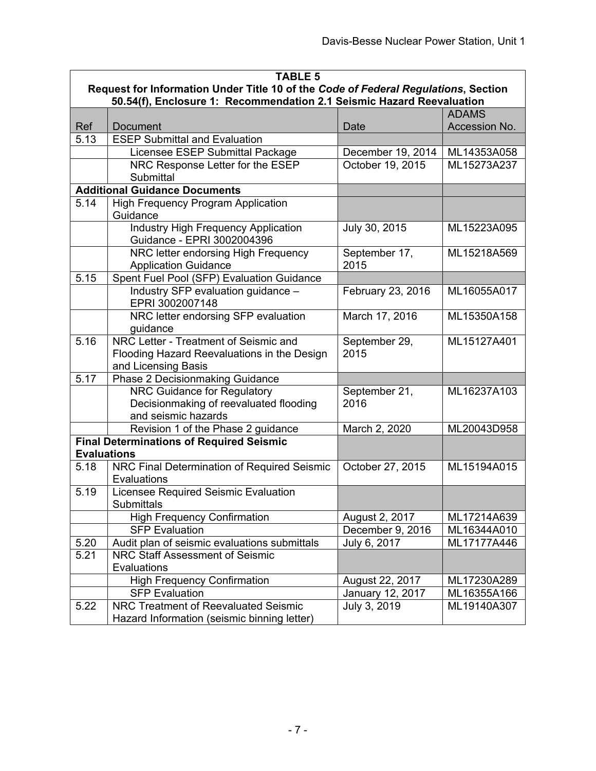| TABLE 5<br>Request for Information Under Title 10 of the *Code of Federal Regulations*, Section 50.54(f), Enclosure 1: Recommendation 2.1 Seismic Hazard Reevaluation | | | |
|---|---|---|---|
| Ref | Document | Date | ADAMS Accession No. |
| 5.13 | ESEP Submittal and Evaluation | | |
| | Licensee ESEP Submittal Package | December 19, 2014 | ML14353A058 |
| | NRC Response Letter for the ESEP Submittal | October 19, 2015 | ML15273A237 |
| **Additional Guidance Documents** | | | |
| 5.14 | High Frequency Program Application Guidance | | |
| | Industry High Frequency Application Guidance - EPRI 3002004396 | July 30, 2015 | ML15223A095 |
| | NRC letter endorsing High Frequency Application Guidance | September 17, 2015 | ML15218A569 |
| 5.15 | Spent Fuel Pool (SFP) Evaluation Guidance | | |
| | Industry SFP evaluation guidance – EPRI 3002007148 | February 23, 2016 | ML16055A017 |
| | NRC letter endorsing SFP evaluation guidance | March 17, 2016 | ML15350A158 |
| 5.16 | NRC Letter - Treatment of Seismic and Flooding Hazard Reevaluations in the Design and Licensing Basis | September 29, 2015 | ML15127A401 |
| 5.17 | Phase 2 Decisionmaking Guidance | | |
| | NRC Guidance for Regulatory Decisionmaking of reevaluated flooding and seismic hazards | September 21, 2016 | ML16237A103 |
| | Revision 1 of the Phase 2 guidance | March 2, 2020 | ML20043D958 |
| **Final Determinations of Required Seismic Evaluations** | | | |
| 5.18 | NRC Final Determination of Required Seismic Evaluations | October 27, 2015 | ML15194A015 |
| 5.19 | Licensee Required Seismic Evaluation Submittals | | |
| | High Frequency Confirmation | August 2, 2017 | ML17214A639 |
| | SFP Evaluation | December 9, 2016 | ML16344A010 |
| 5.20 | Audit plan of seismic evaluations submittals | July 6, 2017 | ML17177A446 |
| 5.21 | NRC Staff Assessment of Seismic Evaluations | | |
| | High Frequency Confirmation | August 22, 2017 | ML17230A289 |
| | SFP Evaluation | January 12, 2017 | ML16355A166 |
| 5.22 | NRC Treatment of Reevaluated Seismic Hazard Information (seismic binning letter) | July 3, 2019 | ML19140A307 |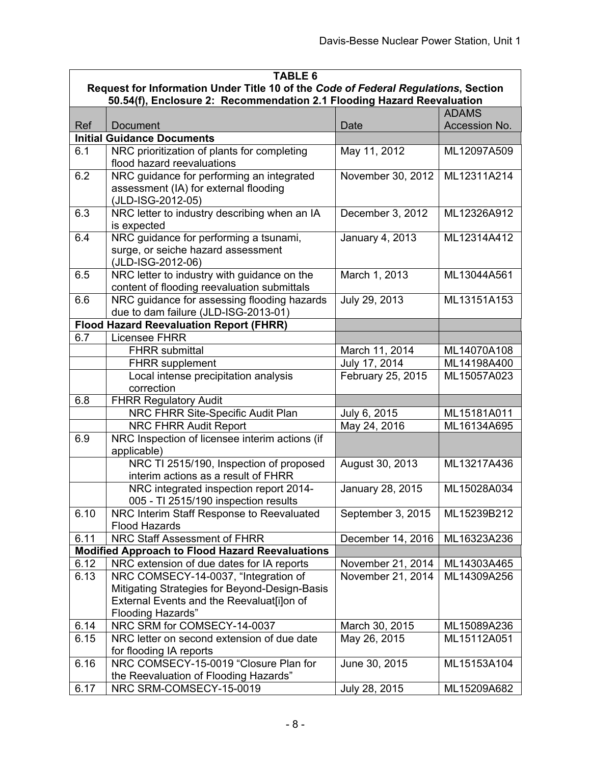| TABLE 6<br>Request for Information Under Title 10 of the *Code of Federal Regulations*, Section 50.54(f), Enclosure 2: Recommendation 2.1 Flooding Hazard Reevaluation | | | |
|---|---|---|---|
| Ref | Document | Date | ADAMS Accession No. |
| **Initial Guidance Documents** | | | |
| 6.1 | NRC prioritization of plants for completing flood hazard reevaluations | May 11, 2012 | ML12097A509 |
| 6.2 | NRC guidance for performing an integrated assessment (IA) for external flooding (JLD-ISG-2012-05) | November 30, 2012 | ML12311A214 |
| 6.3 | NRC letter to industry describing when an IA is expected | December 3, 2012 | ML12326A912 |
| 6.4 | NRC guidance for performing a tsunami, surge, or seiche hazard assessment (JLD-ISG-2012-06) | January 4, 2013 | ML12314A412 |
| 6.5 | NRC letter to industry with guidance on the content of flooding reevaluation submittals | March 1, 2013 | ML13044A561 |
| 6.6 | NRC guidance for assessing flooding hazards due to dam failure (JLD-ISG-2013-01) | July 29, 2013 | ML13151A153 |
| **Flood Hazard Reevaluation Report (FHRR)** | | | |
| 6.7 | Licensee FHRR | | |
| | FHRR submittal | March 11, 2014 | ML14070A108 |
| | FHRR supplement | July 17, 2014 | ML14198A400 |
| | Local intense precipitation analysis correction | February 25, 2015 | ML15057A023 |
| 6.8 | FHRR Regulatory Audit | | |
| | NRC FHRR Site-Specific Audit Plan | July 6, 2015 | ML15181A011 |
| | NRC FHRR Audit Report | May 24, 2016 | ML16134A695 |
| 6.9 | NRC Inspection of licensee interim actions (if applicable) | | |
| | NRC TI 2515/190, Inspection of proposed interim actions as a result of FHRR | August 30, 2013 | ML13217A436 |
| | NRC integrated inspection report 2014-005 - TI 2515/190 inspection results | January 28, 2015 | ML15028A034 |
| 6.10 | NRC Interim Staff Response to Reevaluated Flood Hazards | September 3, 2015 | ML15239B212 |
| 6.11 | NRC Staff Assessment of FHRR | December 14, 2016 | ML16323A236 |
| **Modified Approach to Flood Hazard Reevaluations** | | | |
| 6.12 | NRC extension of due dates for IA reports | November 21, 2014 | ML14303A465 |
| 6.13 | NRC COMSECY-14-0037, "Integration of Mitigating Strategies for Beyond-Design-Basis External Events and the Reevaluat[i]on of Flooding Hazards" | November 21, 2014 | ML14309A256 |
| 6.14 | NRC SRM for COMSECY-14-0037 | March 30, 2015 | ML15089A236 |
| 6.15 | NRC letter on second extension of due date for flooding IA reports | May 26, 2015 | ML15112A051 |
| 6.16 | NRC COMSECY-15-0019 "Closure Plan for the Reevaluation of Flooding Hazards" | June 30, 2015 | ML15153A104 |
| 6.17 | NRC SRM-COMSECY-15-0019 | July 28, 2015 | ML15209A682 |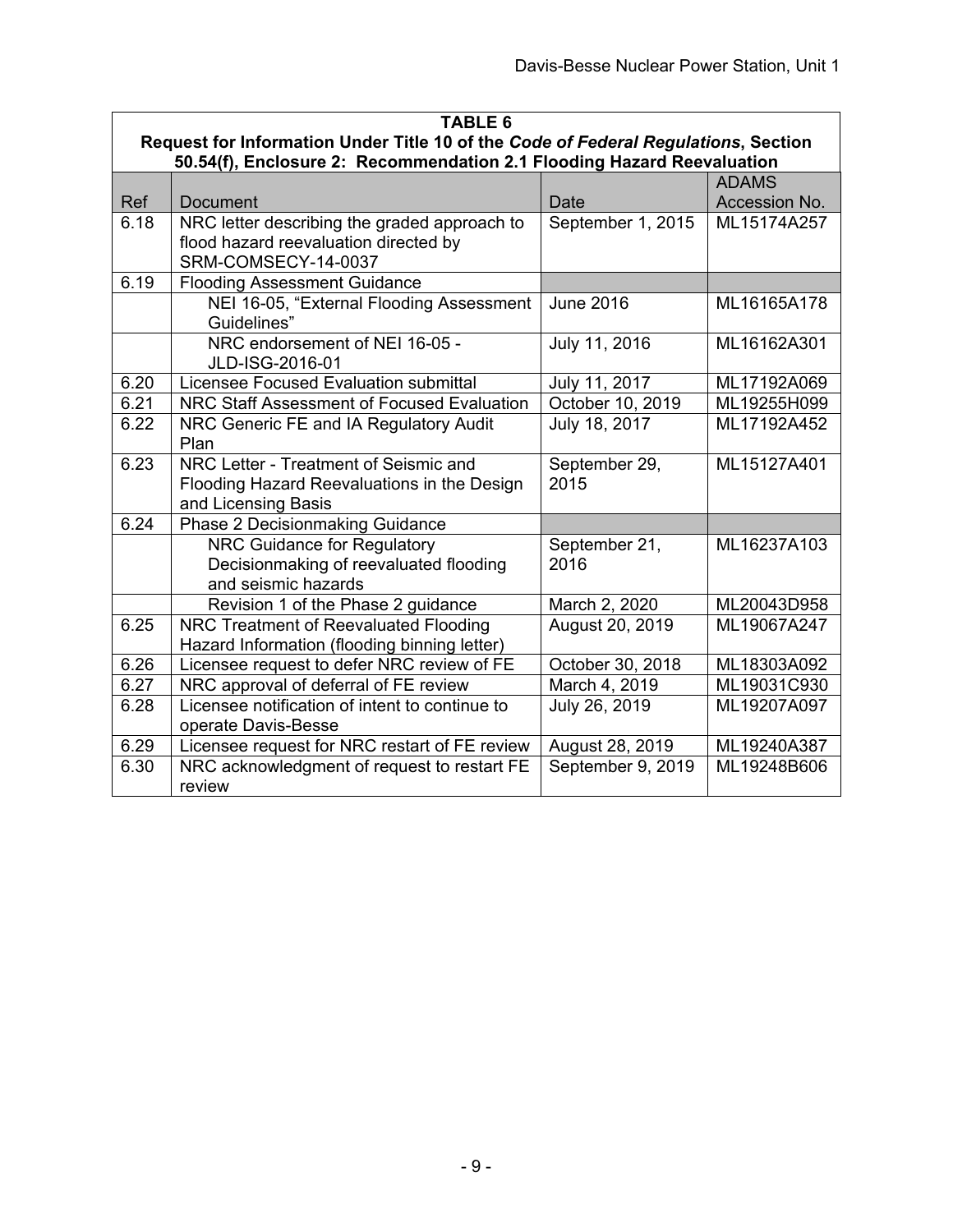**TABLE 6**
**Request for Information Under Title 10 of the *Code of Federal Regulations*, Section 50.54(f), Enclosure 2: Recommendation 2.1 Flooding Hazard Reevaluation**

| Ref | Document | Date | ADAMS Accession No. |
|---|---|---|---|
| 6.18 | NRC letter describing the graded approach to flood hazard reevaluation directed by SRM-COMSECY-14-0037 | September 1, 2015 | ML15174A257 |
| 6.19 | Flooding Assessment Guidance | | |
| | NEI 16-05, "External Flooding Assessment Guidelines" | June 2016 | ML16165A178 |
| | NRC endorsement of NEI 16-05 - JLD-ISG-2016-01 | July 11, 2016 | ML16162A301 |
| 6.20 | Licensee Focused Evaluation submittal | July 11, 2017 | ML17192A069 |
| 6.21 | NRC Staff Assessment of Focused Evaluation | October 10, 2019 | ML19255H099 |
| 6.22 | NRC Generic FE and IA Regulatory Audit Plan | July 18, 2017 | ML17192A452 |
| 6.23 | NRC Letter - Treatment of Seismic and Flooding Hazard Reevaluations in the Design and Licensing Basis | September 29, 2015 | ML15127A401 |
| 6.24 | Phase 2 Decisionmaking Guidance | | |
| | NRC Guidance for Regulatory Decisionmaking of reevaluated flooding and seismic hazards | September 21, 2016 | ML16237A103 |
| | Revision 1 of the Phase 2 guidance | March 2, 2020 | ML20043D958 |
| 6.25 | NRC Treatment of Reevaluated Flooding Hazard Information (flooding binning letter) | August 20, 2019 | ML19067A247 |
| 6.26 | Licensee request to defer NRC review of FE | October 30, 2018 | ML18303A092 |
| 6.27 | NRC approval of deferral of FE review | March 4, 2019 | ML19031C930 |
| 6.28 | Licensee notification of intent to continue to operate Davis-Besse | July 26, 2019 | ML19207A097 |
| 6.29 | Licensee request for NRC restart of FE review | August 28, 2019 | ML19240A387 |
| 6.30 | NRC acknowledgment of request to restart FE review | September 9, 2019 | ML19248B606 |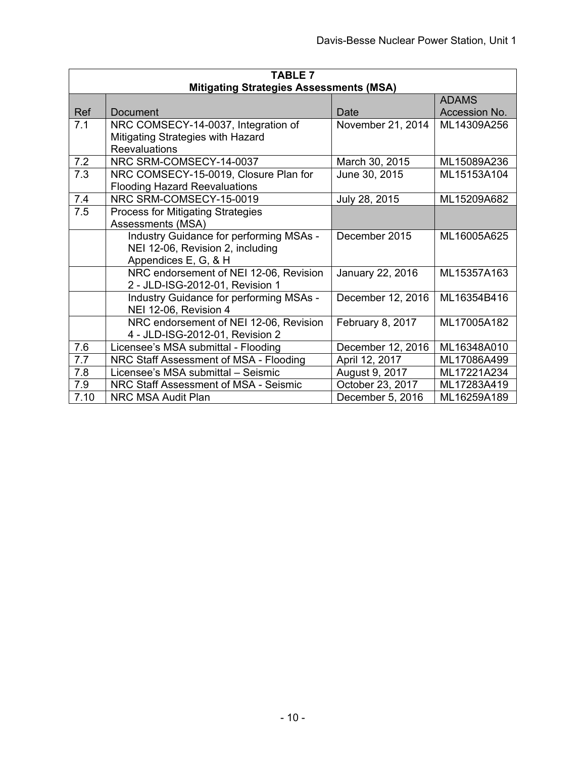| TABLE 7<br>Mitigating Strategies Assessments (MSA) | | | |
|---|---|---|---|
| Ref | Document | Date | ADAMS Accession No. |
| 7.1 | NRC COMSECY-14-0037, Integration of Mitigating Strategies with Hazard Reevaluations | November 21, 2014 | ML14309A256 |
| 7.2 | NRC SRM-COMSECY-14-0037 | March 30, 2015 | ML15089A236 |
| 7.3 | NRC COMSECY-15-0019, Closure Plan for Flooding Hazard Reevaluations | June 30, 2015 | ML15153A104 |
| 7.4 | NRC SRM-COMSECY-15-0019 | July 28, 2015 | ML15209A682 |
| 7.5 | Process for Mitigating Strategies Assessments (MSA) | | |
| | Industry Guidance for performing MSAs - NEI 12-06, Revision 2, including Appendices E, G, & H | December 2015 | ML16005A625 |
| | NRC endorsement of NEI 12-06, Revision 2 - JLD-ISG-2012-01, Revision 1 | January 22, 2016 | ML15357A163 |
| | Industry Guidance for performing MSAs - NEI 12-06, Revision 4 | December 12, 2016 | ML16354B416 |
| | NRC endorsement of NEI 12-06, Revision 4 - JLD-ISG-2012-01, Revision 2 | February 8, 2017 | ML17005A182 |
| 7.6 | Licensee's MSA submittal - Flooding | December 12, 2016 | ML16348A010 |
| 7.7 | NRC Staff Assessment of MSA - Flooding | April 12, 2017 | ML17086A499 |
| 7.8 | Licensee's MSA submittal – Seismic | August 9, 2017 | ML17221A234 |
| 7.9 | NRC Staff Assessment of MSA - Seismic | October 23, 2017 | ML17283A419 |
| 7.10 | NRC MSA Audit Plan | December 5, 2016 | ML16259A189 |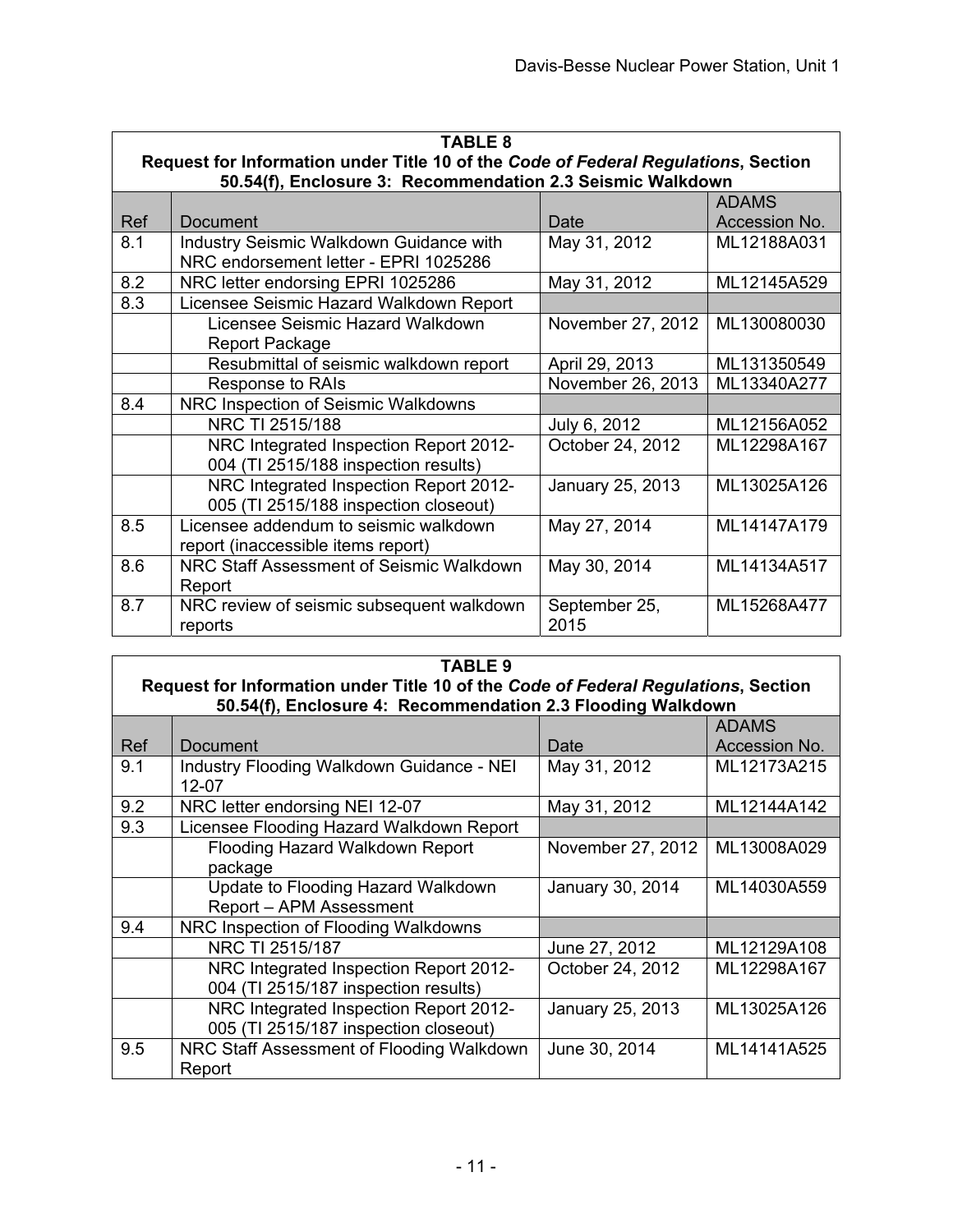| TABLE 8<br>Request for Information under Title 10 of the *Code of Federal Regulations*, Section 50.54(f), Enclosure 3: Recommendation 2.3 Seismic Walkdown | | | |
|---|---|---|---|
| Ref | Document | Date | ADAMS Accession No. |
| 8.1 | Industry Seismic Walkdown Guidance with NRC endorsement letter - EPRI 1025286 | May 31, 2012 | ML12188A031 |
| 8.2 | NRC letter endorsing EPRI 1025286 | May 31, 2012 | ML12145A529 |
| 8.3 | Licensee Seismic Hazard Walkdown Report | | |
| | Licensee Seismic Hazard Walkdown Report Package | November 27, 2012 | ML130080030 |
| | Resubmittal of seismic walkdown report | April 29, 2013 | ML131350549 |
| | Response to RAIs | November 26, 2013 | ML13340A277 |
| 8.4 | NRC Inspection of Seismic Walkdowns | | |
| | NRC TI 2515/188 | July 6, 2012 | ML12156A052 |
| | NRC Integrated Inspection Report 2012-004 (TI 2515/188 inspection results) | October 24, 2012 | ML12298A167 |
| | NRC Integrated Inspection Report 2012-005 (TI 2515/188 inspection closeout) | January 25, 2013 | ML13025A126 |
| 8.5 | Licensee addendum to seismic walkdown report (inaccessible items report) | May 27, 2014 | ML14147A179 |
| 8.6 | NRC Staff Assessment of Seismic Walkdown Report | May 30, 2014 | ML14134A517 |
| 8.7 | NRC review of seismic subsequent walkdown reports | September 25, 2015 | ML15268A477 |

| TABLE 9<br>Request for Information under Title 10 of the *Code of Federal Regulations*, Section 50.54(f), Enclosure 4: Recommendation 2.3 Flooding Walkdown | | | |
|---|---|---|---|
| Ref | Document | Date | ADAMS Accession No. |
| 9.1 | Industry Flooding Walkdown Guidance - NEI 12-07 | May 31, 2012 | ML12173A215 |
| 9.2 | NRC letter endorsing NEI 12-07 | May 31, 2012 | ML12144A142 |
| 9.3 | Licensee Flooding Hazard Walkdown Report | | |
| | Flooding Hazard Walkdown Report package | November 27, 2012 | ML13008A029 |
| | Update to Flooding Hazard Walkdown Report – APM Assessment | January 30, 2014 | ML14030A559 |
| 9.4 | NRC Inspection of Flooding Walkdowns | | |
| | NRC TI 2515/187 | June 27, 2012 | ML12129A108 |
| | NRC Integrated Inspection Report 2012-004 (TI 2515/187 inspection results) | October 24, 2012 | ML12298A167 |
| | NRC Integrated Inspection Report 2012-005 (TI 2515/187 inspection closeout) | January 25, 2013 | ML13025A126 |
| 9.5 | NRC Staff Assessment of Flooding Walkdown Report | June 30, 2014 | ML14141A525 |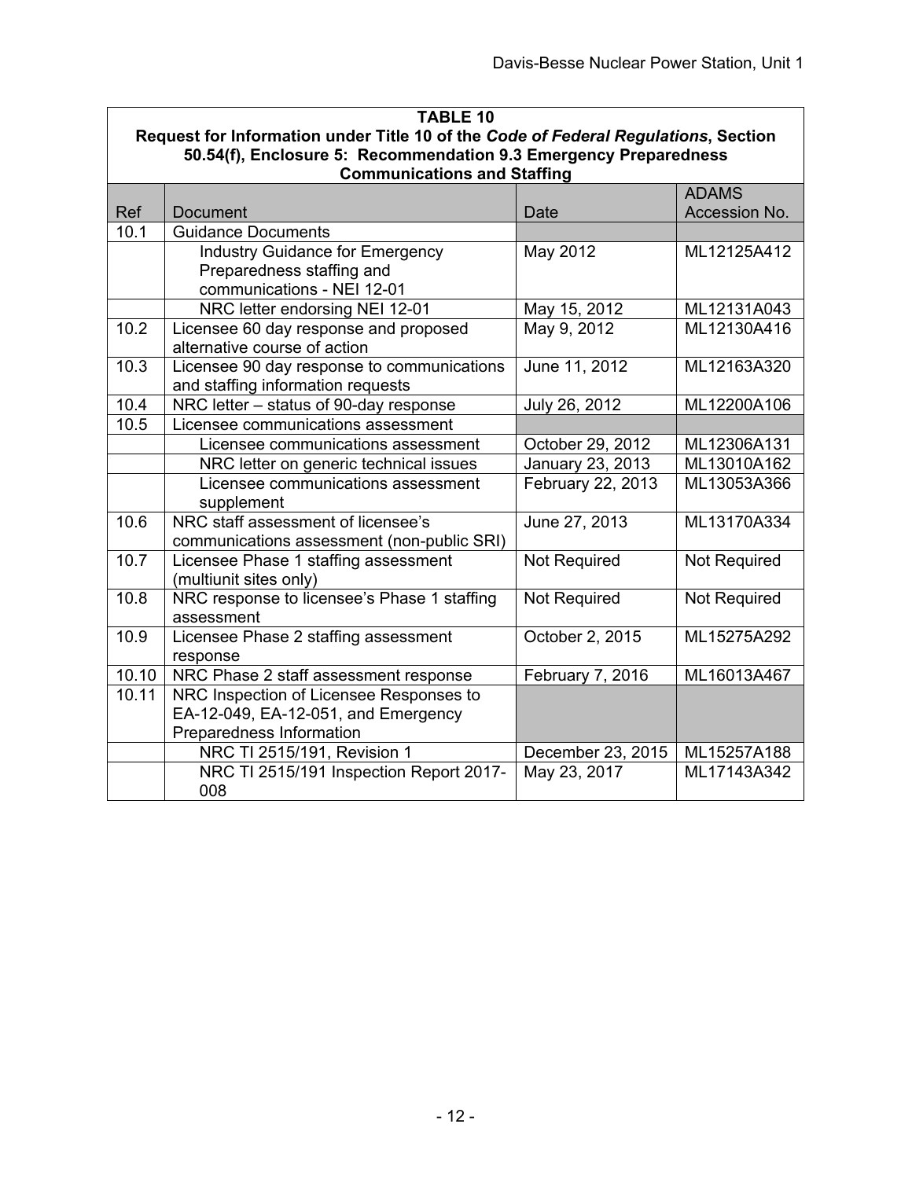| **TABLE 10** **Request for Information under Title 10 of the *Code of Federal Regulations*, Section 50.54(f), Enclosure 5: Recommendation 9.3 Emergency Preparedness Communications and Staffing** | | | |
|---|---|---|---|
| Ref | Document | Date | ADAMS Accession No. |
| 10.1 | Guidance Documents | | |
| | Industry Guidance for Emergency Preparedness staffing and communications - NEI 12-01 | May 2012 | ML12125A412 |
| | NRC letter endorsing NEI 12-01 | May 15, 2012 | ML12131A043 |
| 10.2 | Licensee 60 day response and proposed alternative course of action | May 9, 2012 | ML12130A416 |
| 10.3 | Licensee 90 day response to communications and staffing information requests | June 11, 2012 | ML12163A320 |
| 10.4 | NRC letter – status of 90-day response | July 26, 2012 | ML12200A106 |
| 10.5 | Licensee communications assessment | | |
| | Licensee communications assessment | October 29, 2012 | ML12306A131 |
| | NRC letter on generic technical issues | January 23, 2013 | ML13010A162 |
| | Licensee communications assessment supplement | February 22, 2013 | ML13053A366 |
| 10.6 | NRC staff assessment of licensee's communications assessment (non-public SRI) | June 27, 2013 | ML13170A334 |
| 10.7 | Licensee Phase 1 staffing assessment (multiunit sites only) | Not Required | Not Required |
| 10.8 | NRC response to licensee's Phase 1 staffing assessment | Not Required | Not Required |
| 10.9 | Licensee Phase 2 staffing assessment response | October 2, 2015 | ML15275A292 |
| 10.10 | NRC Phase 2 staff assessment response | February 7, 2016 | ML16013A467 |
| 10.11 | NRC Inspection of Licensee Responses to EA-12-049, EA-12-051, and Emergency Preparedness Information | | |
| | NRC TI 2515/191, Revision 1 | December 23, 2015 | ML15257A188 |
| | NRC TI 2515/191 Inspection Report 2017-008 | May 23, 2017 | ML17143A342 |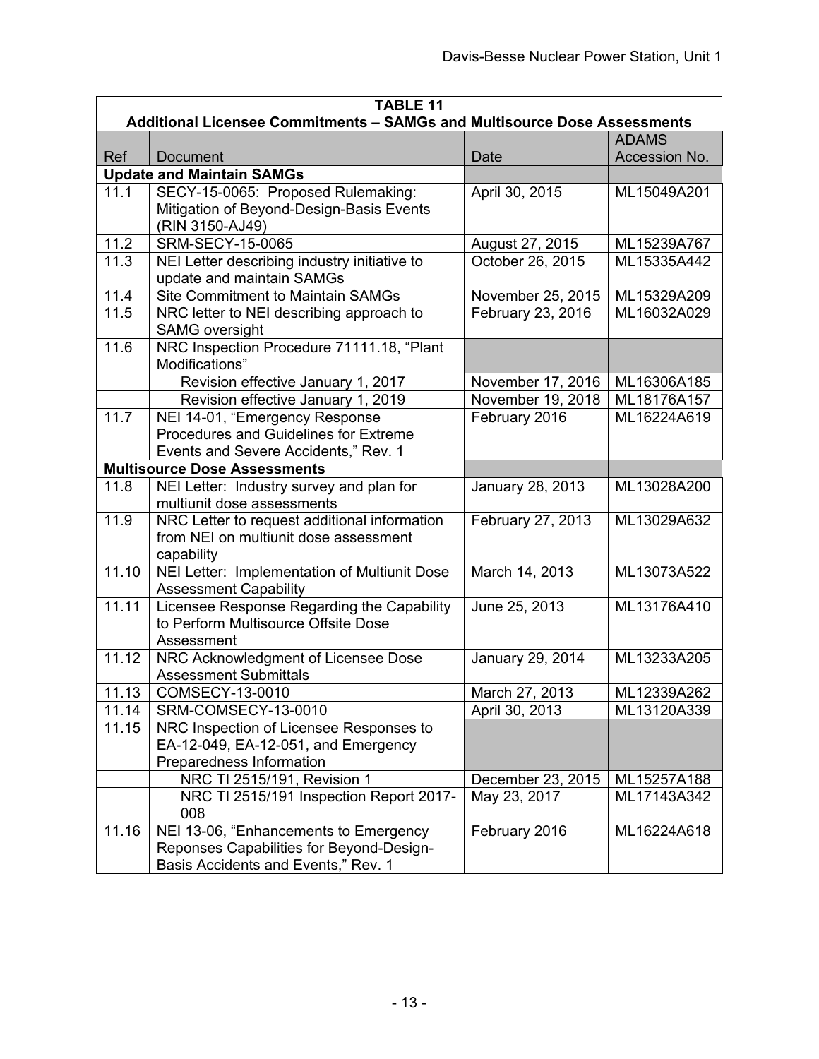| TABLE 11 Additional Licensee Commitments – SAMGs and Multisource Dose Assessments | | | |
|---|---|---|---|
| Ref | Document | Date | ADAMS Accession No. |
| **Update and Maintain SAMGs** | | | |
| 11.1 | SECY-15-0065: Proposed Rulemaking: Mitigation of Beyond-Design-Basis Events (RIN 3150-AJ49) | April 30, 2015 | ML15049A201 |
| 11.2 | SRM-SECY-15-0065 | August 27, 2015 | ML15239A767 |
| 11.3 | NEI Letter describing industry initiative to update and maintain SAMGs | October 26, 2015 | ML15335A442 |
| 11.4 | Site Commitment to Maintain SAMGs | November 25, 2015 | ML15329A209 |
| 11.5 | NRC letter to NEI describing approach to SAMG oversight | February 23, 2016 | ML16032A029 |
| 11.6 | NRC Inspection Procedure 71111.18, "Plant Modifications" | | |
| | Revision effective January 1, 2017 | November 17, 2016 | ML16306A185 |
| | Revision effective January 1, 2019 | November 19, 2018 | ML18176A157 |
| 11.7 | NEI 14-01, "Emergency Response Procedures and Guidelines for Extreme Events and Severe Accidents," Rev. 1 | February 2016 | ML16224A619 |
| **Multisource Dose Assessments** | | | |
| 11.8 | NEI Letter: Industry survey and plan for multiunit dose assessments | January 28, 2013 | ML13028A200 |
| 11.9 | NRC Letter to request additional information from NEI on multiunit dose assessment capability | February 27, 2013 | ML13029A632 |
| 11.10 | NEI Letter: Implementation of Multiunit Dose Assessment Capability | March 14, 2013 | ML13073A522 |
| 11.11 | Licensee Response Regarding the Capability to Perform Multisource Offsite Dose Assessment | June 25, 2013 | ML13176A410 |
| 11.12 | NRC Acknowledgment of Licensee Dose Assessment Submittals | January 29, 2014 | ML13233A205 |
| 11.13 | COMSECY-13-0010 | March 27, 2013 | ML12339A262 |
| 11.14 | SRM-COMSECY-13-0010 | April 30, 2013 | ML13120A339 |
| 11.15 | NRC Inspection of Licensee Responses to EA-12-049, EA-12-051, and Emergency Preparedness Information | | |
| | NRC TI 2515/191, Revision 1 | December 23, 2015 | ML15257A188 |
| | NRC TI 2515/191 Inspection Report 2017-008 | May 23, 2017 | ML17143A342 |
| 11.16 | NEI 13-06, "Enhancements to Emergency Reponses Capabilities for Beyond-Design-Basis Accidents and Events," Rev. 1 | February 2016 | ML16224A618 |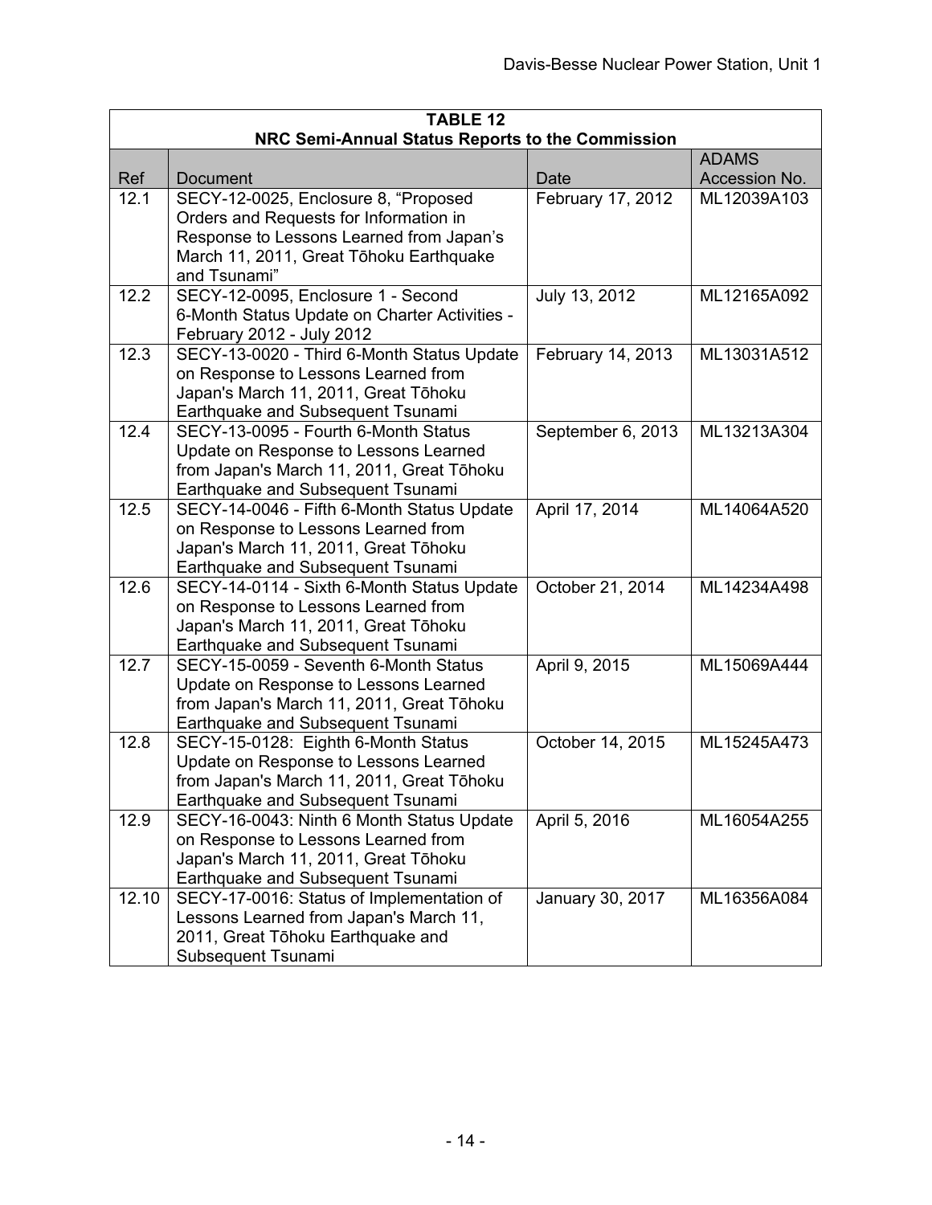| TABLE 12<br>NRC Semi-Annual Status Reports to the Commission | | | |
|---|---|---|---|
| Ref | Document | Date | ADAMS Accession No. |
| 12.1 | SECY-12-0025, Enclosure 8, "Proposed Orders and Requests for Information in Response to Lessons Learned from Japan's March 11, 2011, Great Tōhoku Earthquake and Tsunami" | February 17, 2012 | ML12039A103 |
| 12.2 | SECY-12-0095, Enclosure 1 - Second 6-Month Status Update on Charter Activities - February 2012 - July 2012 | July 13, 2012 | ML12165A092 |
| 12.3 | SECY-13-0020 - Third 6-Month Status Update on Response to Lessons Learned from Japan's March 11, 2011, Great Tōhoku Earthquake and Subsequent Tsunami | February 14, 2013 | ML13031A512 |
| 12.4 | SECY-13-0095 - Fourth 6-Month Status Update on Response to Lessons Learned from Japan's March 11, 2011, Great Tōhoku Earthquake and Subsequent Tsunami | September 6, 2013 | ML13213A304 |
| 12.5 | SECY-14-0046 - Fifth 6-Month Status Update on Response to Lessons Learned from Japan's March 11, 2011, Great Tōhoku Earthquake and Subsequent Tsunami | April 17, 2014 | ML14064A520 |
| 12.6 | SECY-14-0114 - Sixth 6-Month Status Update on Response to Lessons Learned from Japan's March 11, 2011, Great Tōhoku Earthquake and Subsequent Tsunami | October 21, 2014 | ML14234A498 |
| 12.7 | SECY-15-0059 - Seventh 6-Month Status Update on Response to Lessons Learned from Japan's March 11, 2011, Great Tōhoku Earthquake and Subsequent Tsunami | April 9, 2015 | ML15069A444 |
| 12.8 | SECY-15-0128: Eighth 6-Month Status Update on Response to Lessons Learned from Japan's March 11, 2011, Great Tōhoku Earthquake and Subsequent Tsunami | October 14, 2015 | ML15245A473 |
| 12.9 | SECY-16-0043: Ninth 6 Month Status Update on Response to Lessons Learned from Japan's March 11, 2011, Great Tōhoku Earthquake and Subsequent Tsunami | April 5, 2016 | ML16054A255 |
| 12.10 | SECY-17-0016: Status of Implementation of Lessons Learned from Japan's March 11, 2011, Great Tōhoku Earthquake and Subsequent Tsunami | January 30, 2017 | ML16356A084 |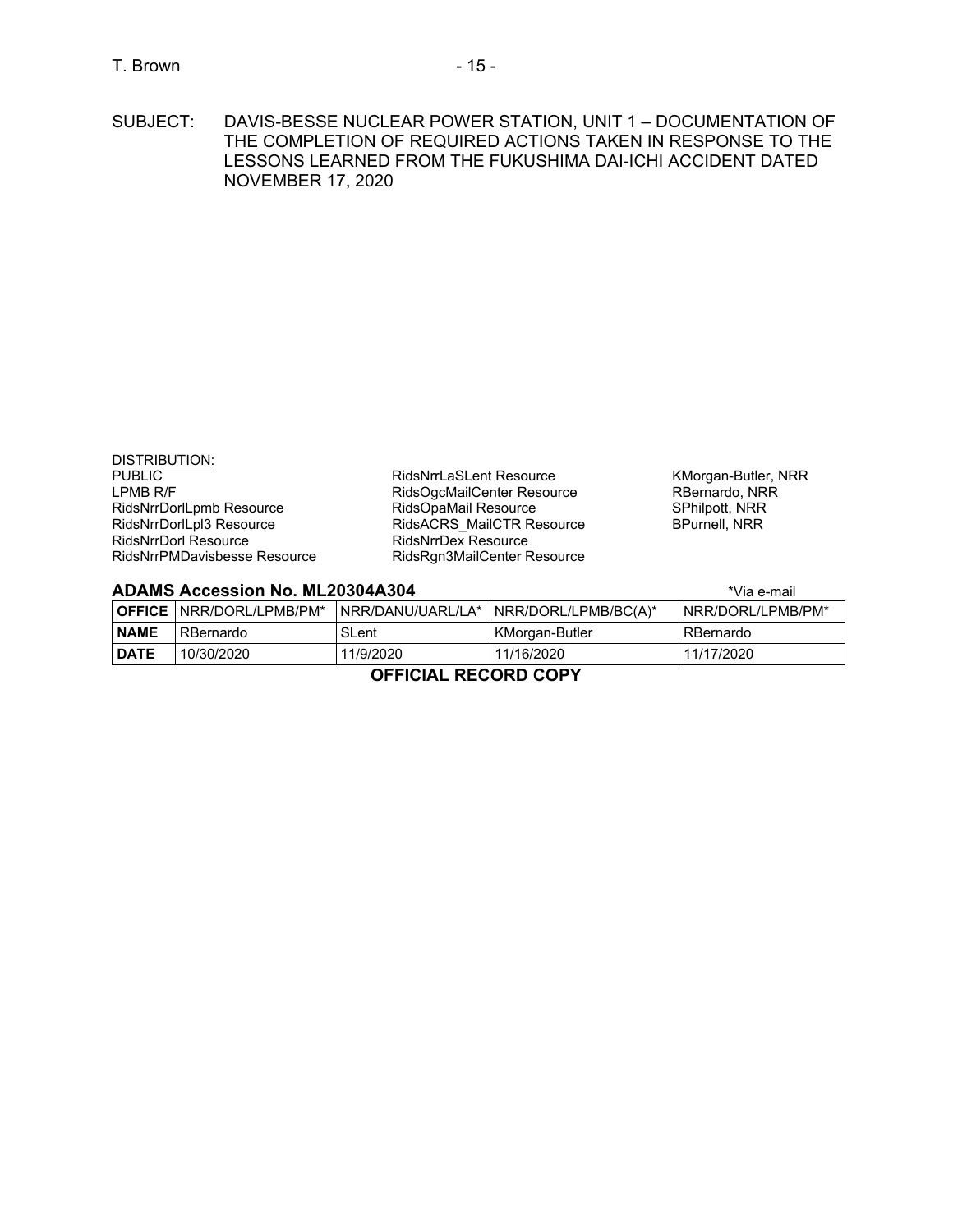SUBJECT: DAVIS-BESSE NUCLEAR POWER STATION, UNIT 1 – DOCUMENTATION OF THE COMPLETION OF REQUIRED ACTIONS TAKEN IN RESPONSE TO THE LESSONS LEARNED FROM THE FUKUSHIMA DAI-ICHI ACCIDENT DATED NOVEMBER 17, 2020

DISTRIBUTION:
PUBLIC
LPMB R/F
RidsNrrDorlLpmb Resource
RidsNrrDorlLpl3 Resource
RidsNrrDorl Resource
RidsNrrPMDavisbesse Resource
RidsNrrLaSLent Resource
RidsOgcMailCenter Resource
RidsOpaMail Resource
RidsACRS_MailCTR Resource
RidsNrrDex Resource
RidsRgn3MailCenter Resource
KMorgan-Butler, NRR
RBernardo, NRR
SPhilpott, NRR
BPurnell, NRR

**ADAMS Accession No. ML20304A304** *Via e-mail

| **OFFICE** | NRR/DORL/LPMB/PM* | NRR/DANU/UARL/LA* | NRR/DORL/LPMB/BC(A)* | NRR/DORL/LPMB/PM* |
|---|---|---|---|---|
| **NAME** | RBernardo | SLent | KMorgan-Butler | RBernardo |
| **DATE** | 10/30/2020 | 11/9/2020 | 11/16/2020 | 11/17/2020 |

**OFFICIAL RECORD COPY**